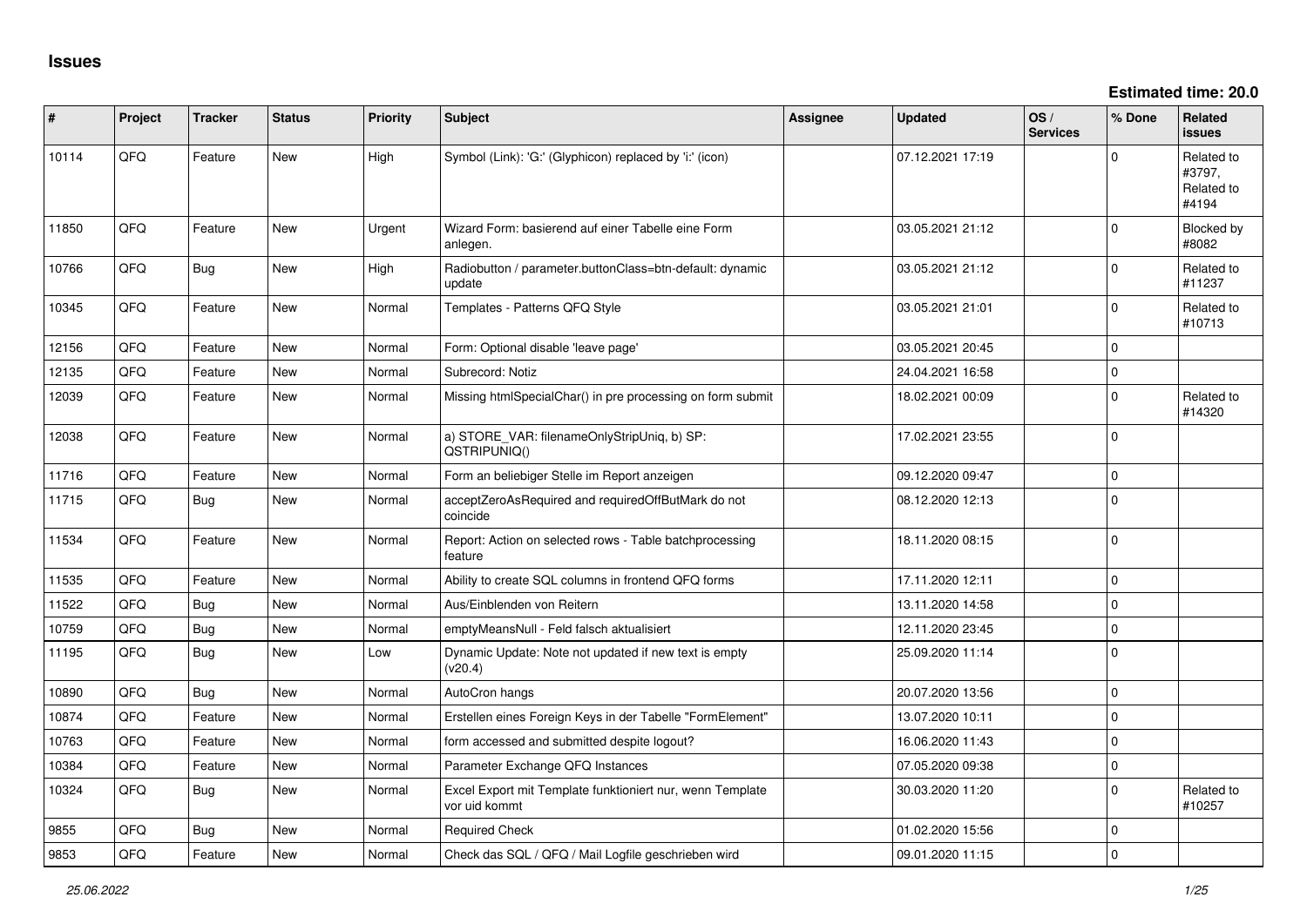# Issues

**Estimated time: 20.0**

| # | Project | Tracker | Status | Priority | Subject | Assignee | Updated | OS / Services | % Done | Related issues |
|---|---|---|---|---|---|---|---|---|---|---|
| 10114 | QFQ | Feature | New | High | Symbol (Link): 'G:' (Glyphicon) replaced by 'i:' (icon) | | 07.12.2021 17:19 | | 0 | Related to #3797, Related to #4194 |
| 11850 | QFQ | Feature | New | Urgent | Wizard Form: basierend auf einer Tabelle eine Form anlegen. | | 03.05.2021 21:12 | | 0 | Blocked by #8082 |
| 10766 | QFQ | Bug | New | High | Radiobutton / parameter.buttonClass=btn-default: dynamic update | | 03.05.2021 21:12 | | 0 | Related to #11237 |
| 10345 | QFQ | Feature | New | Normal | Templates - Patterns QFQ Style | | 03.05.2021 21:01 | | 0 | Related to #10713 |
| 12156 | QFQ | Feature | New | Normal | Form: Optional disable 'leave page' | | 03.05.2021 20:45 | | 0 | |
| 12135 | QFQ | Feature | New | Normal | Subrecord: Notiz | | 24.04.2021 16:58 | | 0 | |
| 12039 | QFQ | Feature | New | Normal | Missing htmlSpecialChar() in pre processing on form submit | | 18.02.2021 00:09 | | 0 | Related to #14320 |
| 12038 | QFQ | Feature | New | Normal | a) STORE_VAR: filenameOnlyStripUniq, b) SP: QSTRIPUNIQ() | | 17.02.2021 23:55 | | 0 | |
| 11716 | QFQ | Feature | New | Normal | Form an beliebiger Stelle im Report anzeigen | | 09.12.2020 09:47 | | 0 | |
| 11715 | QFQ | Bug | New | Normal | acceptZeroAsRequired and requiredOffButMark do not coincide | | 08.12.2020 12:13 | | 0 | |
| 11534 | QFQ | Feature | New | Normal | Report: Action on selected rows - Table batchprocessing feature | | 18.11.2020 08:15 | | 0 | |
| 11535 | QFQ | Feature | New | Normal | Ability to create SQL columns in frontend QFQ forms | | 17.11.2020 12:11 | | 0 | |
| 11522 | QFQ | Bug | New | Normal | Aus/Einblenden von Reitern | | 13.11.2020 14:58 | | 0 | |
| 10759 | QFQ | Bug | New | Normal | emptyMeansNull - Feld falsch aktualisiert | | 12.11.2020 23:45 | | 0 | |
| 11195 | QFQ | Bug | New | Low | Dynamic Update: Note not updated if new text is empty (v20.4) | | 25.09.2020 11:14 | | 0 | |
| 10890 | QFQ | Bug | New | Normal | AutoCron hangs | | 20.07.2020 13:56 | | 0 | |
| 10874 | QFQ | Feature | New | Normal | Erstellen eines Foreign Keys in der Tabelle "FormElement" | | 13.07.2020 10:11 | | 0 | |
| 10763 | QFQ | Feature | New | Normal | form accessed and submitted despite logout? | | 16.06.2020 11:43 | | 0 | |
| 10384 | QFQ | Feature | New | Normal | Parameter Exchange QFQ Instances | | 07.05.2020 09:38 | | 0 | |
| 10324 | QFQ | Bug | New | Normal | Excel Export mit Template funktioniert nur, wenn Template vor uid kommt | | 30.03.2020 11:20 | | 0 | Related to #10257 |
| 9855 | QFQ | Bug | New | Normal | Required Check | | 01.02.2020 15:56 | | 0 | |
| 9853 | QFQ | Feature | New | Normal | Check das SQL / QFQ / Mail Logfile geschrieben wird | | 09.01.2020 11:15 | | 0 | |

*25.06.2022*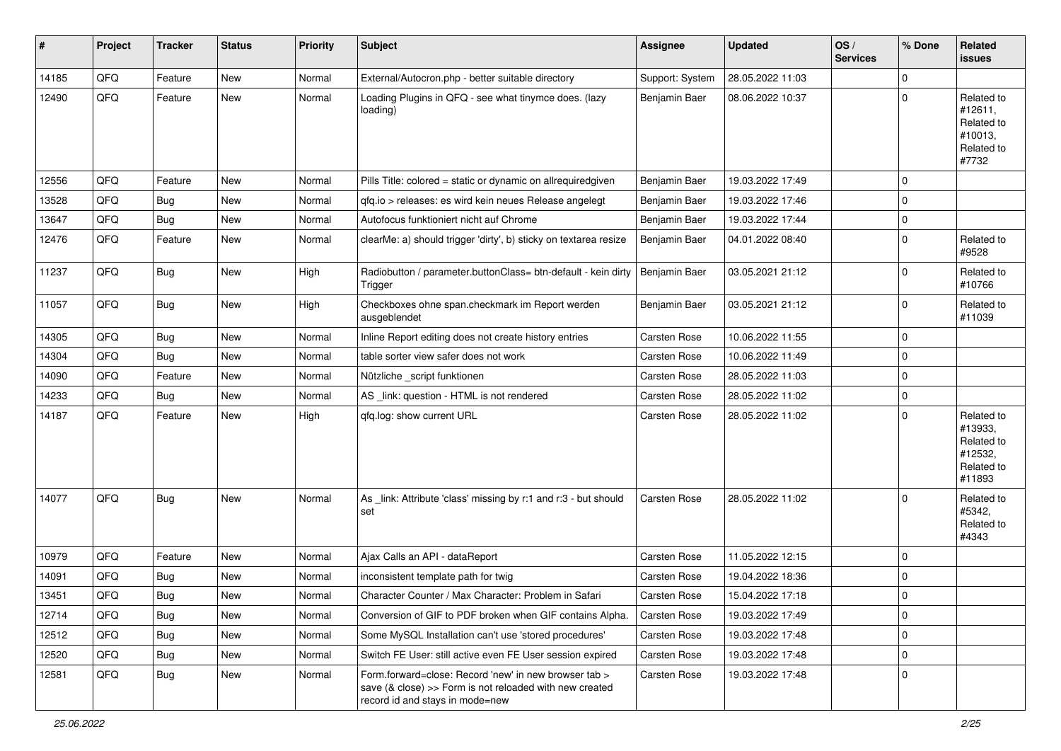| # | Project | Tracker | Status | Priority | Subject | Assignee | Updated | OS / Services | % Done | Related issues |
|---|---|---|---|---|---|---|---|---|---|---|
| 14185 | QFQ | Feature | New | Normal | External/Autocron.php - better suitable directory | Support: System | 28.05.2022 11:03 | | 0 | |
| 12490 | QFQ | Feature | New | Normal | Loading Plugins in QFQ - see what tinymce does. (lazy loading) | Benjamin Baer | 08.06.2022 10:37 | | 0 | Related to #12611, Related to #10013, Related to #7732 |
| 12556 | QFQ | Feature | New | Normal | Pills Title: colored = static or dynamic on allrequiredgiven | Benjamin Baer | 19.03.2022 17:49 | | 0 | |
| 13528 | QFQ | Bug | New | Normal | qfq.io > releases: es wird kein neues Release angelegt | Benjamin Baer | 19.03.2022 17:46 | | 0 | |
| 13647 | QFQ | Bug | New | Normal | Autofocus funktioniert nicht auf Chrome | Benjamin Baer | 19.03.2022 17:44 | | 0 | |
| 12476 | QFQ | Feature | New | Normal | clearMe: a) should trigger 'dirty', b) sticky on textarea resize | Benjamin Baer | 04.01.2022 08:40 | | 0 | Related to #9528 |
| 11237 | QFQ | Bug | New | High | Radiobutton / parameter.buttonClass= btn-default - kein dirty Trigger | Benjamin Baer | 03.05.2021 21:12 | | 0 | Related to #10766 |
| 11057 | QFQ | Bug | New | High | Checkboxes ohne span.checkmark im Report werden ausgeblendet | Benjamin Baer | 03.05.2021 21:12 | | 0 | Related to #11039 |
| 14305 | QFQ | Bug | New | Normal | Inline Report editing does not create history entries | Carsten Rose | 10.06.2022 11:55 | | 0 | |
| 14304 | QFQ | Bug | New | Normal | table sorter view safer does not work | Carsten Rose | 10.06.2022 11:49 | | 0 | |
| 14090 | QFQ | Feature | New | Normal | Nützliche _script funktionen | Carsten Rose | 28.05.2022 11:03 | | 0 | |
| 14233 | QFQ | Bug | New | Normal | AS _link: question - HTML is not rendered | Carsten Rose | 28.05.2022 11:02 | | 0 | |
| 14187 | QFQ | Feature | New | High | qfq.log: show current URL | Carsten Rose | 28.05.2022 11:02 | | 0 | Related to #13933, Related to #12532, Related to #11893 |
| 14077 | QFQ | Bug | New | Normal | As _link: Attribute 'class' missing by r:1 and r:3 - but should set | Carsten Rose | 28.05.2022 11:02 | | 0 | Related to #5342, Related to #4343 |
| 10979 | QFQ | Feature | New | Normal | Ajax Calls an API - dataReport | Carsten Rose | 11.05.2022 12:15 | | 0 | |
| 14091 | QFQ | Bug | New | Normal | inconsistent template path for twig | Carsten Rose | 19.04.2022 18:36 | | 0 | |
| 13451 | QFQ | Bug | New | Normal | Character Counter / Max Character: Problem in Safari | Carsten Rose | 15.04.2022 17:18 | | 0 | |
| 12714 | QFQ | Bug | New | Normal | Conversion of GIF to PDF broken when GIF contains Alpha. | Carsten Rose | 19.03.2022 17:49 | | 0 | |
| 12512 | QFQ | Bug | New | Normal | Some MySQL Installation can't use 'stored procedures' | Carsten Rose | 19.03.2022 17:48 | | 0 | |
| 12520 | QFQ | Bug | New | Normal | Switch FE User: still active even FE User session expired | Carsten Rose | 19.03.2022 17:48 | | 0 | |
| 12581 | QFQ | Bug | New | Normal | Form.forward=close: Record 'new' in new browser tab > save (& close) >> Form is not reloaded with new created record id and stays in mode=new | Carsten Rose | 19.03.2022 17:48 | | 0 | |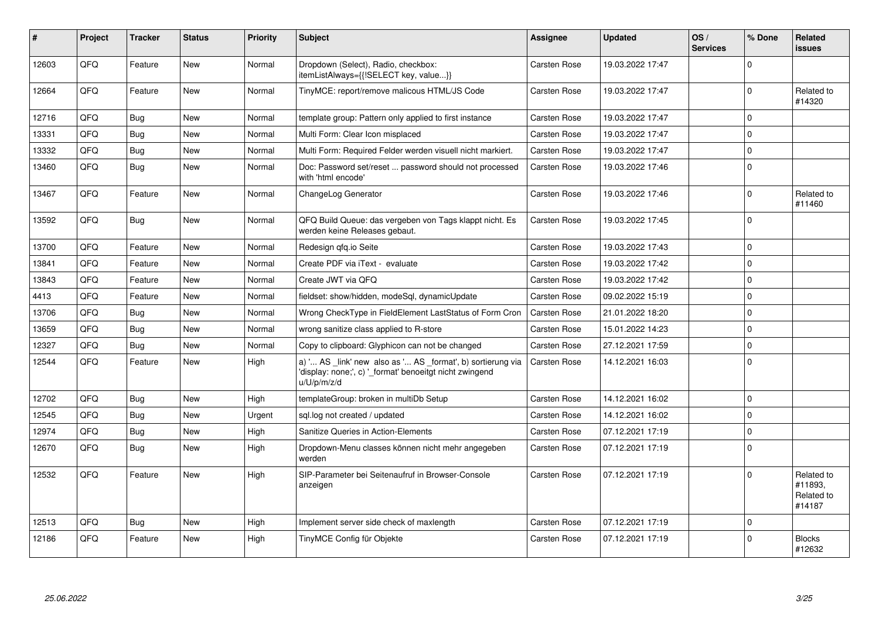| # | Project | Tracker | Status | Priority | Subject | Assignee | Updated | OS / Services | % Done | Related issues |
|---|---|---|---|---|---|---|---|---|---|---|
| 12603 | QFQ | Feature | New | Normal | Dropdown (Select), Radio, checkbox: itemListAlways={{!SELECT key, value...}} | Carsten Rose | 19.03.2022 17:47 | | 0 | |
| 12664 | QFQ | Feature | New | Normal | TinyMCE: report/remove malicous HTML/JS Code | Carsten Rose | 19.03.2022 17:47 | | 0 | Related to #14320 |
| 12716 | QFQ | Bug | New | Normal | template group: Pattern only applied to first instance | Carsten Rose | 19.03.2022 17:47 | | 0 | |
| 13331 | QFQ | Bug | New | Normal | Multi Form: Clear Icon misplaced | Carsten Rose | 19.03.2022 17:47 | | 0 | |
| 13332 | QFQ | Bug | New | Normal | Multi Form: Required Felder werden visuell nicht markiert. | Carsten Rose | 19.03.2022 17:47 | | 0 | |
| 13460 | QFQ | Bug | New | Normal | Doc: Password set/reset ... password should not processed with 'html encode' | Carsten Rose | 19.03.2022 17:46 | | 0 | |
| 13467 | QFQ | Feature | New | Normal | ChangeLog Generator | Carsten Rose | 19.03.2022 17:46 | | 0 | Related to #11460 |
| 13592 | QFQ | Bug | New | Normal | QFQ Build Queue: das vergeben von Tags klappt nicht. Es werden keine Releases gebaut. | Carsten Rose | 19.03.2022 17:45 | | 0 | |
| 13700 | QFQ | Feature | New | Normal | Redesign qfq.io Seite | Carsten Rose | 19.03.2022 17:43 | | 0 | |
| 13841 | QFQ | Feature | New | Normal | Create PDF via iText - evaluate | Carsten Rose | 19.03.2022 17:42 | | 0 | |
| 13843 | QFQ | Feature | New | Normal | Create JWT via QFQ | Carsten Rose | 19.03.2022 17:42 | | 0 | |
| 4413 | QFQ | Feature | New | Normal | fieldset: show/hidden, modeSql, dynamicUpdate | Carsten Rose | 09.02.2022 15:19 | | 0 | |
| 13706 | QFQ | Bug | New | Normal | Wrong CheckType in FieldElement LastStatus of Form Cron | Carsten Rose | 21.01.2022 18:20 | | 0 | |
| 13659 | QFQ | Bug | New | Normal | wrong sanitize class applied to R-store | Carsten Rose | 15.01.2022 14:23 | | 0 | |
| 12327 | QFQ | Bug | New | Normal | Copy to clipboard: Glyphicon can not be changed | Carsten Rose | 27.12.2021 17:59 | | 0 | |
| 12544 | QFQ | Feature | New | High | a) '... AS _link' new also as '... AS _format', b) sortierung via 'display: none;', c) '_format' benoeitgt nicht zwingend u/U/p/m/z/d | Carsten Rose | 14.12.2021 16:03 | | 0 | |
| 12702 | QFQ | Bug | New | High | templateGroup: broken in multiDb Setup | Carsten Rose | 14.12.2021 16:02 | | 0 | |
| 12545 | QFQ | Bug | New | Urgent | sql.log not created / updated | Carsten Rose | 14.12.2021 16:02 | | 0 | |
| 12974 | QFQ | Bug | New | High | Sanitize Queries in Action-Elements | Carsten Rose | 07.12.2021 17:19 | | 0 | |
| 12670 | QFQ | Bug | New | High | Dropdown-Menu classes können nicht mehr angegeben werden | Carsten Rose | 07.12.2021 17:19 | | 0 | |
| 12532 | QFQ | Feature | New | High | SIP-Parameter bei Seitenaufruf in Browser-Console anzeigen | Carsten Rose | 07.12.2021 17:19 | | 0 | Related to #11893, Related to #14187 |
| 12513 | QFQ | Bug | New | High | Implement server side check of maxlength | Carsten Rose | 07.12.2021 17:19 | | 0 | |
| 12186 | QFQ | Feature | New | High | TinyMCE Config für Objekte | Carsten Rose | 07.12.2021 17:19 | | 0 | Blocks #12632 |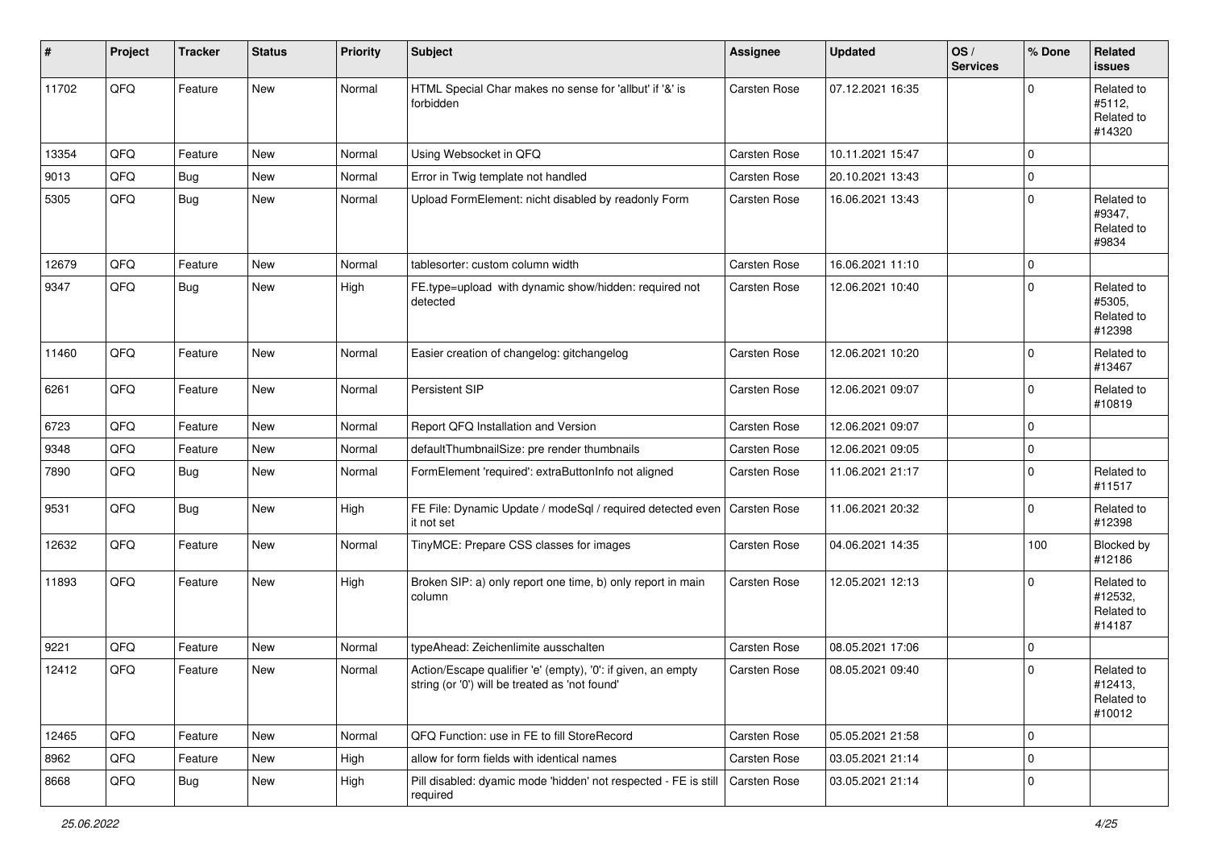| # | Project | Tracker | Status | Priority | Subject | Assignee | Updated | OS / Services | % Done | Related issues |
|---|---|---|---|---|---|---|---|---|---|---|
| 11702 | QFQ | Feature | New | Normal | HTML Special Char makes no sense for 'allbut' if '&' is forbidden | Carsten Rose | 07.12.2021 16:35 | | 0 | Related to #5112, Related to #14320 |
| 13354 | QFQ | Feature | New | Normal | Using Websocket in QFQ | Carsten Rose | 10.11.2021 15:47 | | 0 | |
| 9013 | QFQ | Bug | New | Normal | Error in Twig template not handled | Carsten Rose | 20.10.2021 13:43 | | 0 | |
| 5305 | QFQ | Bug | New | Normal | Upload FormElement: nicht disabled by readonly Form | Carsten Rose | 16.06.2021 13:43 | | 0 | Related to #9347, Related to #9834 |
| 12679 | QFQ | Feature | New | Normal | tablesorter: custom column width | Carsten Rose | 16.06.2021 11:10 | | 0 | |
| 9347 | QFQ | Bug | New | High | FE.type=upload with dynamic show/hidden: required not detected | Carsten Rose | 12.06.2021 10:40 | | 0 | Related to #5305, Related to #12398 |
| 11460 | QFQ | Feature | New | Normal | Easier creation of changelog: gitchangelog | Carsten Rose | 12.06.2021 10:20 | | 0 | Related to #13467 |
| 6261 | QFQ | Feature | New | Normal | Persistent SIP | Carsten Rose | 12.06.2021 09:07 | | 0 | Related to #10819 |
| 6723 | QFQ | Feature | New | Normal | Report QFQ Installation and Version | Carsten Rose | 12.06.2021 09:07 | | 0 | |
| 9348 | QFQ | Feature | New | Normal | defaultThumbnailSize: pre render thumbnails | Carsten Rose | 12.06.2021 09:05 | | 0 | |
| 7890 | QFQ | Bug | New | Normal | FormElement 'required': extraButtonInfo not aligned | Carsten Rose | 11.06.2021 21:17 | | 0 | Related to #11517 |
| 9531 | QFQ | Bug | New | High | FE File: Dynamic Update / modeSql / required detected even it not set | Carsten Rose | 11.06.2021 20:32 | | 0 | Related to #12398 |
| 12632 | QFQ | Feature | New | Normal | TinyMCE: Prepare CSS classes for images | Carsten Rose | 04.06.2021 14:35 | | 100 | Blocked by #12186 |
| 11893 | QFQ | Feature | New | High | Broken SIP: a) only report one time, b) only report in main column | Carsten Rose | 12.05.2021 12:13 | | 0 | Related to #12532, Related to #14187 |
| 9221 | QFQ | Feature | New | Normal | typeAhead: Zeichenlimite ausschalten | Carsten Rose | 08.05.2021 17:06 | | 0 | |
| 12412 | QFQ | Feature | New | Normal | Action/Escape qualifier 'e' (empty), '0': if given, an empty string (or '0') will be treated as 'not found' | Carsten Rose | 08.05.2021 09:40 | | 0 | Related to #12413, Related to #10012 |
| 12465 | QFQ | Feature | New | Normal | QFQ Function: use in FE to fill StoreRecord | Carsten Rose | 05.05.2021 21:58 | | 0 | |
| 8962 | QFQ | Feature | New | High | allow for form fields with identical names | Carsten Rose | 03.05.2021 21:14 | | 0 | |
| 8668 | QFQ | Bug | New | High | Pill disabled: dyamic mode 'hidden' not respected - FE is still required | Carsten Rose | 03.05.2021 21:14 | | 0 | |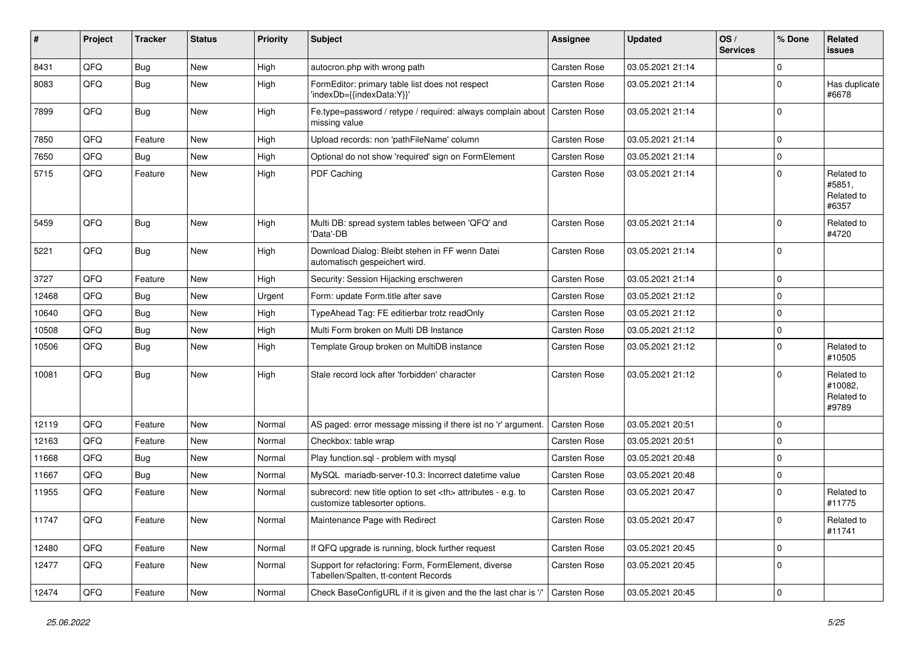| # | Project | Tracker | Status | Priority | Subject | Assignee | Updated | OS / Services | % Done | Related issues |
|---|---|---|---|---|---|---|---|---|---|---|
| 8431 | QFQ | Bug | New | High | autocron.php with wrong path | Carsten Rose | 03.05.2021 21:14 | | 0 | |
| 8083 | QFQ | Bug | New | High | FormEditor: primary table list does not respect 'indexDb={{indexData:Y}}' | Carsten Rose | 03.05.2021 21:14 | | 0 | Has duplicate #6678 |
| 7899 | QFQ | Bug | New | High | Fe.type=password / retype / required: always complain about missing value | Carsten Rose | 03.05.2021 21:14 | | 0 | |
| 7850 | QFQ | Feature | New | High | Upload records: non 'pathFileName' column | Carsten Rose | 03.05.2021 21:14 | | 0 | |
| 7650 | QFQ | Bug | New | High | Optional do not show 'required' sign on FormElement | Carsten Rose | 03.05.2021 21:14 | | 0 | |
| 5715 | QFQ | Feature | New | High | PDF Caching | Carsten Rose | 03.05.2021 21:14 | | 0 | Related to #5851, Related to #6357 |
| 5459 | QFQ | Bug | New | High | Multi DB: spread system tables between 'QFQ' and 'Data'-DB | Carsten Rose | 03.05.2021 21:14 | | 0 | Related to #4720 |
| 5221 | QFQ | Bug | New | High | Download Dialog: Bleibt stehen in FF wenn Datei automatisch gespeichert wird. | Carsten Rose | 03.05.2021 21:14 | | 0 | |
| 3727 | QFQ | Feature | New | High | Security: Session Hijacking erschweren | Carsten Rose | 03.05.2021 21:14 | | 0 | |
| 12468 | QFQ | Bug | New | Urgent | Form: update Form.title after save | Carsten Rose | 03.05.2021 21:12 | | 0 | |
| 10640 | QFQ | Bug | New | High | TypeAhead Tag: FE editierbar trotz readOnly | Carsten Rose | 03.05.2021 21:12 | | 0 | |
| 10508 | QFQ | Bug | New | High | Multi Form broken on Multi DB Instance | Carsten Rose | 03.05.2021 21:12 | | 0 | |
| 10506 | QFQ | Bug | New | High | Template Group broken on MultiDB instance | Carsten Rose | 03.05.2021 21:12 | | 0 | Related to #10505 |
| 10081 | QFQ | Bug | New | High | Stale record lock after 'forbidden' character | Carsten Rose | 03.05.2021 21:12 | | 0 | Related to #10082, Related to #9789 |
| 12119 | QFQ | Feature | New | Normal | AS paged: error message missing if there ist no 'r' argument. | Carsten Rose | 03.05.2021 20:51 | | 0 | |
| 12163 | QFQ | Feature | New | Normal | Checkbox: table wrap | Carsten Rose | 03.05.2021 20:51 | | 0 | |
| 11668 | QFQ | Bug | New | Normal | Play function.sql - problem with mysql | Carsten Rose | 03.05.2021 20:48 | | 0 | |
| 11667 | QFQ | Bug | New | Normal | MySQL mariadb-server-10.3: Incorrect datetime value | Carsten Rose | 03.05.2021 20:48 | | 0 | |
| 11955 | QFQ | Feature | New | Normal | subrecord: new title option to set <th> attributes - e.g. to customize tablesorter options. | Carsten Rose | 03.05.2021 20:47 | | 0 | Related to #11775 |
| 11747 | QFQ | Feature | New | Normal | Maintenance Page with Redirect | Carsten Rose | 03.05.2021 20:47 | | 0 | Related to #11741 |
| 12480 | QFQ | Feature | New | Normal | If QFQ upgrade is running, block further request | Carsten Rose | 03.05.2021 20:45 | | 0 | |
| 12477 | QFQ | Feature | New | Normal | Support for refactoring: Form, FormElement, diverse Tabellen/Spalten, tt-content Records | Carsten Rose | 03.05.2021 20:45 | | 0 | |
| 12474 | QFQ | Feature | New | Normal | Check BaseConfigURL if it is given and the the last char is '/' | Carsten Rose | 03.05.2021 20:45 | | 0 | |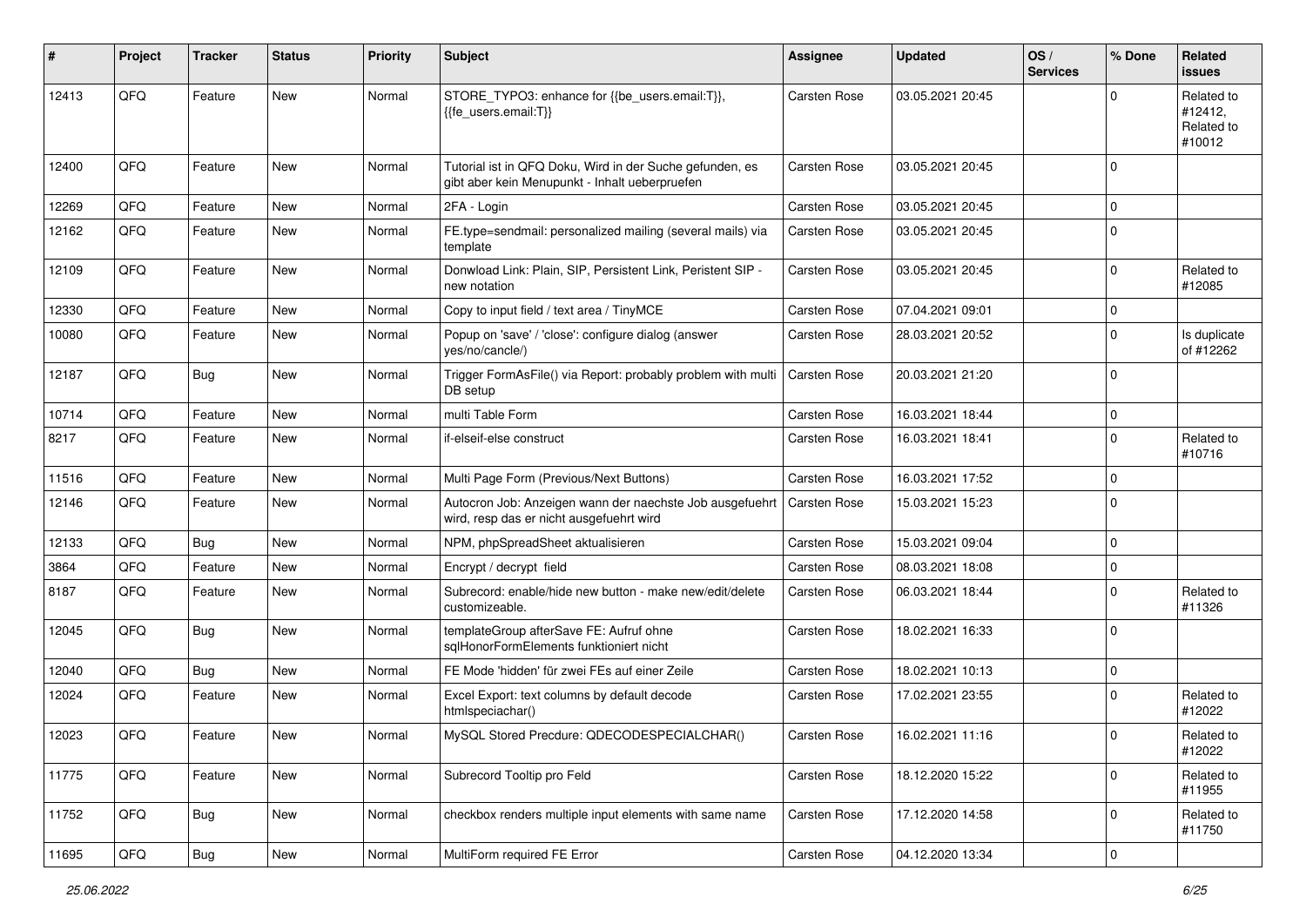| # | Project | Tracker | Status | Priority | Subject | Assignee | Updated | OS / Services | % Done | Related issues |
|---|---|---|---|---|---|---|---|---|---|---|
| 12413 | QFQ | Feature | New | Normal | STORE_TYPO3: enhance for {{be_users.email:T}}, {{fe_users.email:T}} | Carsten Rose | 03.05.2021 20:45 | | 0 | Related to #12412, Related to #10012 |
| 12400 | QFQ | Feature | New | Normal | Tutorial ist in QFQ Doku, Wird in der Suche gefunden, es gibt aber kein Menupunkt - Inhalt ueberpruefen | Carsten Rose | 03.05.2021 20:45 | | 0 | |
| 12269 | QFQ | Feature | New | Normal | 2FA - Login | Carsten Rose | 03.05.2021 20:45 | | 0 | |
| 12162 | QFQ | Feature | New | Normal | FE.type=sendmail: personalized mailing (several mails) via template | Carsten Rose | 03.05.2021 20:45 | | 0 | |
| 12109 | QFQ | Feature | New | Normal | Donwload Link: Plain, SIP, Persistent Link, Peristent SIP - new notation | Carsten Rose | 03.05.2021 20:45 | | 0 | Related to #12085 |
| 12330 | QFQ | Feature | New | Normal | Copy to input field / text area / TinyMCE | Carsten Rose | 07.04.2021 09:01 | | 0 | |
| 10080 | QFQ | Feature | New | Normal | Popup on 'save' / 'close': configure dialog (answer yes/no/cancle/) | Carsten Rose | 28.03.2021 20:52 | | 0 | Is duplicate of #12262 |
| 12187 | QFQ | Bug | New | Normal | Trigger FormAsFile() via Report: probably problem with multi DB setup | Carsten Rose | 20.03.2021 21:20 | | 0 | |
| 10714 | QFQ | Feature | New | Normal | multi Table Form | Carsten Rose | 16.03.2021 18:44 | | 0 | |
| 8217 | QFQ | Feature | New | Normal | if-elseif-else construct | Carsten Rose | 16.03.2021 18:41 | | 0 | Related to #10716 |
| 11516 | QFQ | Feature | New | Normal | Multi Page Form (Previous/Next Buttons) | Carsten Rose | 16.03.2021 17:52 | | 0 | |
| 12146 | QFQ | Feature | New | Normal | Autocron Job: Anzeigen wann der naechste Job ausgefuehrt wird, resp das er nicht ausgefuehrt wird | Carsten Rose | 15.03.2021 15:23 | | 0 | |
| 12133 | QFQ | Bug | New | Normal | NPM, phpSpreadSheet aktualisieren | Carsten Rose | 15.03.2021 09:04 | | 0 | |
| 3864 | QFQ | Feature | New | Normal | Encrypt / decrypt field | Carsten Rose | 08.03.2021 18:08 | | 0 | |
| 8187 | QFQ | Feature | New | Normal | Subrecord: enable/hide new button - make new/edit/delete customizeable. | Carsten Rose | 06.03.2021 18:44 | | 0 | Related to #11326 |
| 12045 | QFQ | Bug | New | Normal | templateGroup afterSave FE: Aufruf ohne sqlHonorFormElements funktioniert nicht | Carsten Rose | 18.02.2021 16:33 | | 0 | |
| 12040 | QFQ | Bug | New | Normal | FE Mode 'hidden' für zwei FEs auf einer Zeile | Carsten Rose | 18.02.2021 10:13 | | 0 | |
| 12024 | QFQ | Feature | New | Normal | Excel Export: text columns by default decode htmlspeciachar() | Carsten Rose | 17.02.2021 23:55 | | 0 | Related to #12022 |
| 12023 | QFQ | Feature | New | Normal | MySQL Stored Precdure: QDECODESPECIALCHAR() | Carsten Rose | 16.02.2021 11:16 | | 0 | Related to #12022 |
| 11775 | QFQ | Feature | New | Normal | Subrecord Tooltip pro Feld | Carsten Rose | 18.12.2020 15:22 | | 0 | Related to #11955 |
| 11752 | QFQ | Bug | New | Normal | checkbox renders multiple input elements with same name | Carsten Rose | 17.12.2020 14:58 | | 0 | Related to #11750 |
| 11695 | QFQ | Bug | New | Normal | MultiForm required FE Error | Carsten Rose | 04.12.2020 13:34 | | 0 | |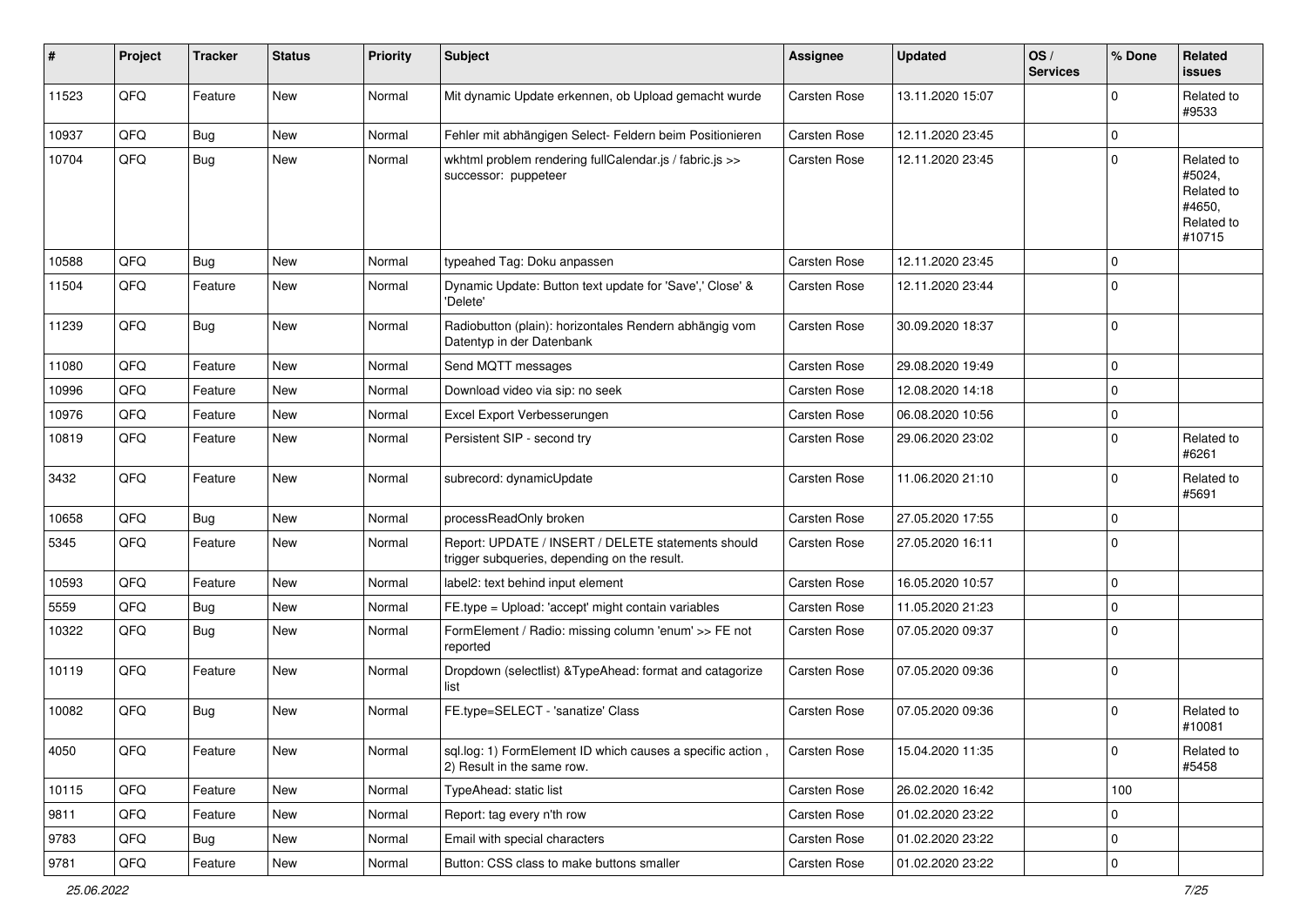| # | Project | Tracker | Status | Priority | Subject | Assignee | Updated | OS / Services | % Done | Related issues |
|---|---|---|---|---|---|---|---|---|---|---|
| 11523 | QFQ | Feature | New | Normal | Mit dynamic Update erkennen, ob Upload gemacht wurde | Carsten Rose | 13.11.2020 15:07 | | 0 | Related to #9533 |
| 10937 | QFQ | Bug | New | Normal | Fehler mit abhängigen Select- Feldern beim Positionieren | Carsten Rose | 12.11.2020 23:45 | | 0 | |
| 10704 | QFQ | Bug | New | Normal | wkhtml problem rendering fullCalendar.js / fabric.js >> successor: puppeteer | Carsten Rose | 12.11.2020 23:45 | | 0 | Related to #5024, Related to #4650, Related to #10715 |
| 10588 | QFQ | Bug | New | Normal | typeahed Tag: Doku anpassen | Carsten Rose | 12.11.2020 23:45 | | 0 | |
| 11504 | QFQ | Feature | New | Normal | Dynamic Update: Button text update for 'Save',' Close' & 'Delete' | Carsten Rose | 12.11.2020 23:44 | | 0 | |
| 11239 | QFQ | Bug | New | Normal | Radiobutton (plain): horizontales Rendern abhängig vom Datentyp in der Datenbank | Carsten Rose | 30.09.2020 18:37 | | 0 | |
| 11080 | QFQ | Feature | New | Normal | Send MQTT messages | Carsten Rose | 29.08.2020 19:49 | | 0 | |
| 10996 | QFQ | Feature | New | Normal | Download video via sip: no seek | Carsten Rose | 12.08.2020 14:18 | | 0 | |
| 10976 | QFQ | Feature | New | Normal | Excel Export Verbesserungen | Carsten Rose | 06.08.2020 10:56 | | 0 | |
| 10819 | QFQ | Feature | New | Normal | Persistent SIP - second try | Carsten Rose | 29.06.2020 23:02 | | 0 | Related to #6261 |
| 3432 | QFQ | Feature | New | Normal | subrecord: dynamicUpdate | Carsten Rose | 11.06.2020 21:10 | | 0 | Related to #5691 |
| 10658 | QFQ | Bug | New | Normal | processReadOnly broken | Carsten Rose | 27.05.2020 17:55 | | 0 | |
| 5345 | QFQ | Feature | New | Normal | Report: UPDATE / INSERT / DELETE statements should trigger subqueries, depending on the result. | Carsten Rose | 27.05.2020 16:11 | | 0 | |
| 10593 | QFQ | Feature | New | Normal | label2: text behind input element | Carsten Rose | 16.05.2020 10:57 | | 0 | |
| 5559 | QFQ | Bug | New | Normal | FE.type = Upload: 'accept' might contain variables | Carsten Rose | 11.05.2020 21:23 | | 0 | |
| 10322 | QFQ | Bug | New | Normal | FormElement / Radio: missing column 'enum' >> FE not reported | Carsten Rose | 07.05.2020 09:37 | | 0 | |
| 10119 | QFQ | Feature | New | Normal | Dropdown (selectlist) &TypeAhead: format and catagorize list | Carsten Rose | 07.05.2020 09:36 | | 0 | |
| 10082 | QFQ | Bug | New | Normal | FE.type=SELECT - 'sanatize' Class | Carsten Rose | 07.05.2020 09:36 | | 0 | Related to #10081 |
| 4050 | QFQ | Feature | New | Normal | sql.log: 1) FormElement ID which causes a specific action , 2) Result in the same row. | Carsten Rose | 15.04.2020 11:35 | | 0 | Related to #5458 |
| 10115 | QFQ | Feature | New | Normal | TypeAhead: static list | Carsten Rose | 26.02.2020 16:42 | | 100 | |
| 9811 | QFQ | Feature | New | Normal | Report: tag every n'th row | Carsten Rose | 01.02.2020 23:22 | | 0 | |
| 9783 | QFQ | Bug | New | Normal | Email with special characters | Carsten Rose | 01.02.2020 23:22 | | 0 | |
| 9781 | QFQ | Feature | New | Normal | Button: CSS class to make buttons smaller | Carsten Rose | 01.02.2020 23:22 | | 0 | |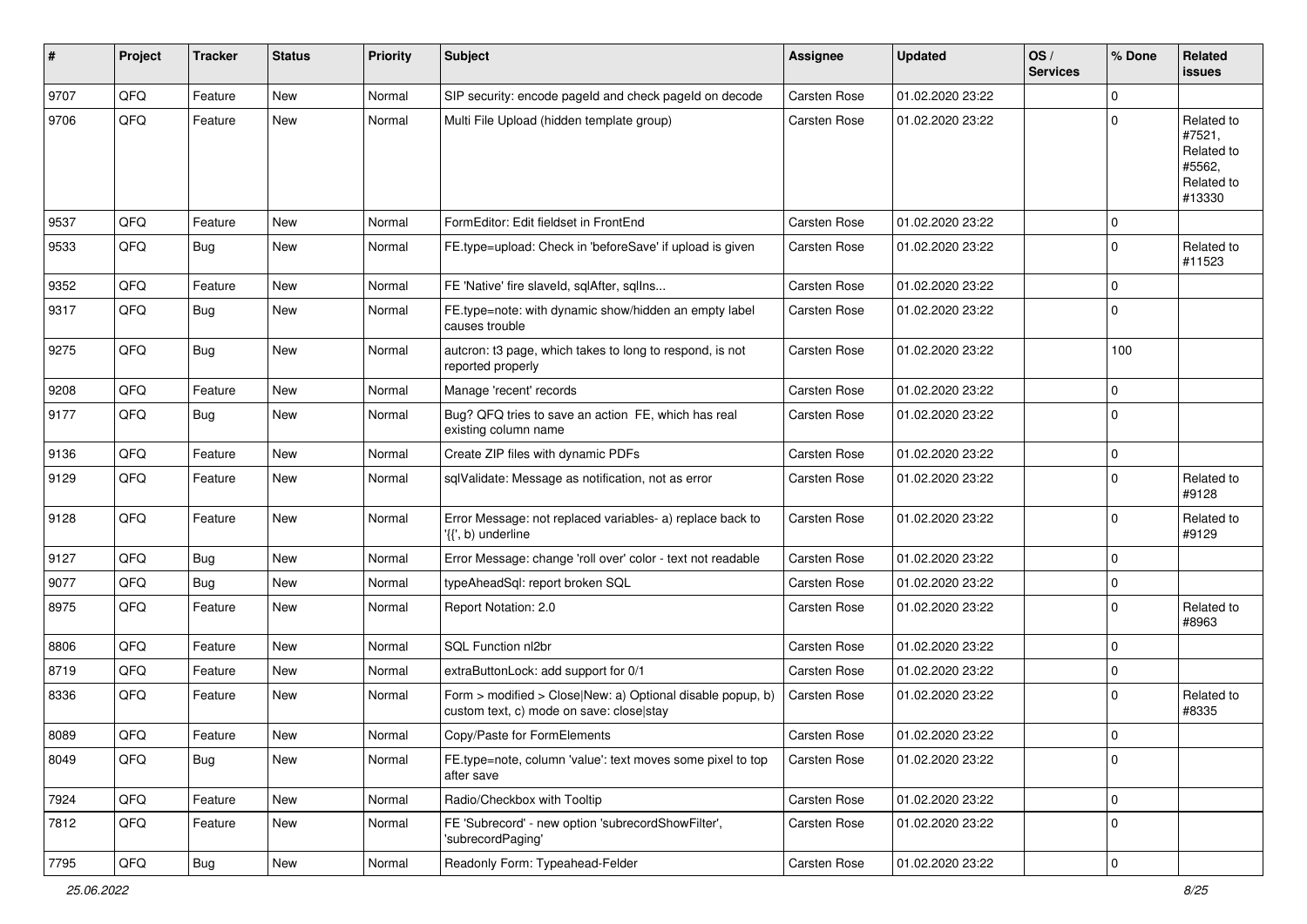| # | Project | Tracker | Status | Priority | Subject | Assignee | Updated | OS / Services | % Done | Related issues |
|---|---|---|---|---|---|---|---|---|---|---|
| 9707 | QFQ | Feature | New | Normal | SIP security: encode pageId and check pageId on decode | Carsten Rose | 01.02.2020 23:22 | | 0 | |
| 9706 | QFQ | Feature | New | Normal | Multi File Upload (hidden template group) | Carsten Rose | 01.02.2020 23:22 | | 0 | Related to #7521, Related to #5562, Related to #13330 |
| 9537 | QFQ | Feature | New | Normal | FormEditor: Edit fieldset in FrontEnd | Carsten Rose | 01.02.2020 23:22 | | 0 | |
| 9533 | QFQ | Bug | New | Normal | FE.type=upload: Check in 'beforeSave' if upload is given | Carsten Rose | 01.02.2020 23:22 | | 0 | Related to #11523 |
| 9352 | QFQ | Feature | New | Normal | FE 'Native' fire slaveId, sqlAfter, sqlIns... | Carsten Rose | 01.02.2020 23:22 | | 0 | |
| 9317 | QFQ | Bug | New | Normal | FE.type=note: with dynamic show/hidden an empty label causes trouble | Carsten Rose | 01.02.2020 23:22 | | 0 | |
| 9275 | QFQ | Bug | New | Normal | autcron: t3 page, which takes to long to respond, is not reported properly | Carsten Rose | 01.02.2020 23:22 | | 100 | |
| 9208 | QFQ | Feature | New | Normal | Manage 'recent' records | Carsten Rose | 01.02.2020 23:22 | | 0 | |
| 9177 | QFQ | Bug | New | Normal | Bug? QFQ tries to save an action FE, which has real existing column name | Carsten Rose | 01.02.2020 23:22 | | 0 | |
| 9136 | QFQ | Feature | New | Normal | Create ZIP files with dynamic PDFs | Carsten Rose | 01.02.2020 23:22 | | 0 | |
| 9129 | QFQ | Feature | New | Normal | sqlValidate: Message as notification, not as error | Carsten Rose | 01.02.2020 23:22 | | 0 | Related to #9128 |
| 9128 | QFQ | Feature | New | Normal | Error Message: not replaced variables- a) replace back to '{{', b) underline | Carsten Rose | 01.02.2020 23:22 | | 0 | Related to #9129 |
| 9127 | QFQ | Bug | New | Normal | Error Message: change 'roll over' color - text not readable | Carsten Rose | 01.02.2020 23:22 | | 0 | |
| 9077 | QFQ | Bug | New | Normal | typeAheadSql: report broken SQL | Carsten Rose | 01.02.2020 23:22 | | 0 | |
| 8975 | QFQ | Feature | New | Normal | Report Notation: 2.0 | Carsten Rose | 01.02.2020 23:22 | | 0 | Related to #8963 |
| 8806 | QFQ | Feature | New | Normal | SQL Function nl2br | Carsten Rose | 01.02.2020 23:22 | | 0 | |
| 8719 | QFQ | Feature | New | Normal | extraButtonLock: add support for 0/1 | Carsten Rose | 01.02.2020 23:22 | | 0 | |
| 8336 | QFQ | Feature | New | Normal | Form > modified > Close\|New: a) Optional disable popup, b) custom text, c) mode on save: close\|stay | Carsten Rose | 01.02.2020 23:22 | | 0 | Related to #8335 |
| 8089 | QFQ | Feature | New | Normal | Copy/Paste for FormElements | Carsten Rose | 01.02.2020 23:22 | | 0 | |
| 8049 | QFQ | Bug | New | Normal | FE.type=note, column 'value': text moves some pixel to top after save | Carsten Rose | 01.02.2020 23:22 | | 0 | |
| 7924 | QFQ | Feature | New | Normal | Radio/Checkbox with Tooltip | Carsten Rose | 01.02.2020 23:22 | | 0 | |
| 7812 | QFQ | Feature | New | Normal | FE 'Subrecord' - new option 'subrecordShowFilter', 'subrecordPaging' | Carsten Rose | 01.02.2020 23:22 | | 0 | |
| 7795 | QFQ | Bug | New | Normal | Readonly Form: Typeahead-Felder | Carsten Rose | 01.02.2020 23:22 | | 0 | |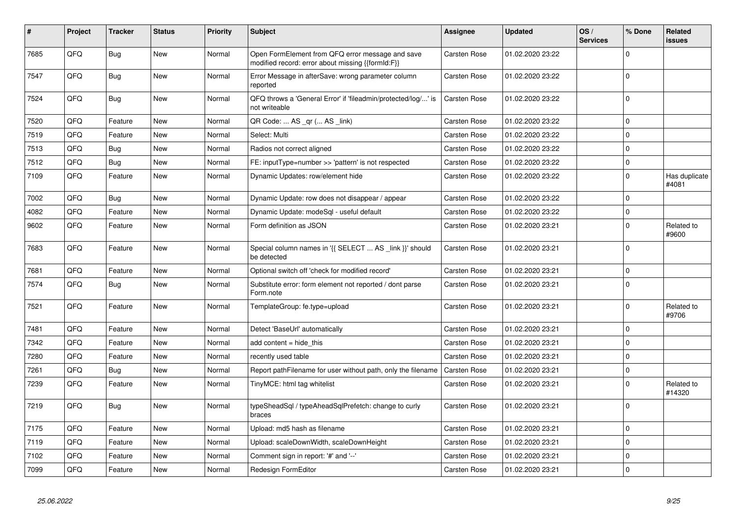| # | Project | Tracker | Status | Priority | Subject | Assignee | Updated | OS / Services | % Done | Related issues |
|---|---|---|---|---|---|---|---|---|---|---|
| 7685 | QFQ | Bug | New | Normal | Open FormElement from QFQ error message and save modified record: error about missing {{formId:F}} | Carsten Rose | 01.02.2020 23:22 | | 0 | |
| 7547 | QFQ | Bug | New | Normal | Error Message in afterSave: wrong parameter column reported | Carsten Rose | 01.02.2020 23:22 | | 0 | |
| 7524 | QFQ | Bug | New | Normal | QFQ throws a 'General Error' if 'fileadmin/protected/log/...' is not writeable | Carsten Rose | 01.02.2020 23:22 | | 0 | |
| 7520 | QFQ | Feature | New | Normal | QR Code: ... AS _qr ( ... AS _link) | Carsten Rose | 01.02.2020 23:22 | | 0 | |
| 7519 | QFQ | Feature | New | Normal | Select: Multi | Carsten Rose | 01.02.2020 23:22 | | 0 | |
| 7513 | QFQ | Bug | New | Normal | Radios not correct aligned | Carsten Rose | 01.02.2020 23:22 | | 0 | |
| 7512 | QFQ | Bug | New | Normal | FE: inputType=number >> 'pattern' is not respected | Carsten Rose | 01.02.2020 23:22 | | 0 | |
| 7109 | QFQ | Feature | New | Normal | Dynamic Updates: row/element hide | Carsten Rose | 01.02.2020 23:22 | | 0 | Has duplicate #4081 |
| 7002 | QFQ | Bug | New | Normal | Dynamic Update: row does not disappear / appear | Carsten Rose | 01.02.2020 23:22 | | 0 | |
| 4082 | QFQ | Feature | New | Normal | Dynamic Update: modeSql - useful default | Carsten Rose | 01.02.2020 23:22 | | 0 | |
| 9602 | QFQ | Feature | New | Normal | Form definition as JSON | Carsten Rose | 01.02.2020 23:21 | | 0 | Related to #9600 |
| 7683 | QFQ | Feature | New | Normal | Special column names in '{{ SELECT ... AS _link }}' should be detected | Carsten Rose | 01.02.2020 23:21 | | 0 | |
| 7681 | QFQ | Feature | New | Normal | Optional switch off 'check for modified record' | Carsten Rose | 01.02.2020 23:21 | | 0 | |
| 7574 | QFQ | Bug | New | Normal | Substitute error: form element not reported / dont parse Form.note | Carsten Rose | 01.02.2020 23:21 | | 0 | |
| 7521 | QFQ | Feature | New | Normal | TemplateGroup: fe.type=upload | Carsten Rose | 01.02.2020 23:21 | | 0 | Related to #9706 |
| 7481 | QFQ | Feature | New | Normal | Detect 'BaseUrl' automatically | Carsten Rose | 01.02.2020 23:21 | | 0 | |
| 7342 | QFQ | Feature | New | Normal | add content = hide_this | Carsten Rose | 01.02.2020 23:21 | | 0 | |
| 7280 | QFQ | Feature | New | Normal | recently used table | Carsten Rose | 01.02.2020 23:21 | | 0 | |
| 7261 | QFQ | Bug | New | Normal | Report pathFilename for user without path, only the filename | Carsten Rose | 01.02.2020 23:21 | | 0 | |
| 7239 | QFQ | Feature | New | Normal | TinyMCE: html tag whitelist | Carsten Rose | 01.02.2020 23:21 | | 0 | Related to #14320 |
| 7219 | QFQ | Bug | New | Normal | typeSheadSql / typeAheadSqlPrefetch: change to curly braces | Carsten Rose | 01.02.2020 23:21 | | 0 | |
| 7175 | QFQ | Feature | New | Normal | Upload: md5 hash as filename | Carsten Rose | 01.02.2020 23:21 | | 0 | |
| 7119 | QFQ | Feature | New | Normal | Upload: scaleDownWidth, scaleDownHeight | Carsten Rose | 01.02.2020 23:21 | | 0 | |
| 7102 | QFQ | Feature | New | Normal | Comment sign in report: '#' and '--' | Carsten Rose | 01.02.2020 23:21 | | 0 | |
| 7099 | QFQ | Feature | New | Normal | Redesign FormEditor | Carsten Rose | 01.02.2020 23:21 | | 0 | |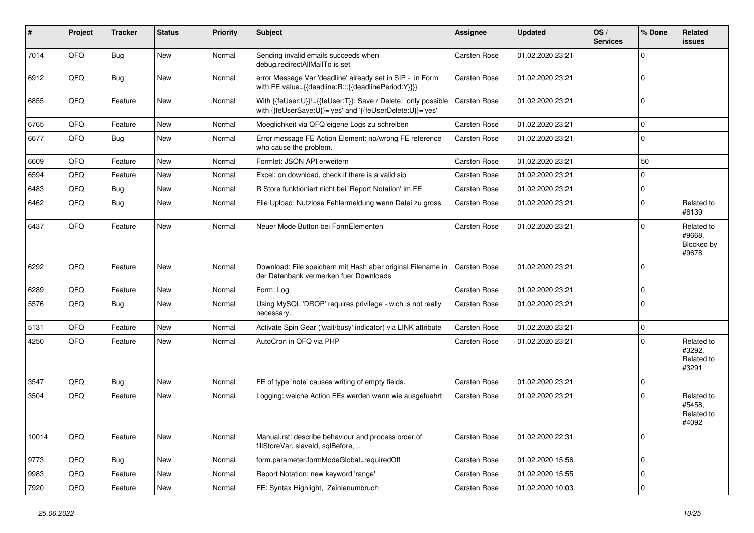| # | Project | Tracker | Status | Priority | Subject | Assignee | Updated | OS / Services | % Done | Related issues |
|---|---|---|---|---|---|---|---|---|---|---|
| 7014 | QFQ | Bug | New | Normal | Sending invalid emails succeeds when debug.redirectAllMailTo is set | Carsten Rose | 01.02.2020 23:21 | | 0 | |
| 6912 | QFQ | Bug | New | Normal | error Message Var 'deadline' already set in SIP - in Form with FE.value={{deadline:R:::{{deadlinePeriod:Y}}}} | Carsten Rose | 01.02.2020 23:21 | | 0 | |
| 6855 | QFQ | Feature | New | Normal | With {{feUser:U}}!={{feUser:T}}: Save / Delete: only possible with {{feUserSave:U}}='yes' and '{{feUserDelete:U}}='yes' | Carsten Rose | 01.02.2020 23:21 | | 0 | |
| 6765 | QFQ | Feature | New | Normal | Moeglichkeit via QFQ eigene Logs zu schreiben | Carsten Rose | 01.02.2020 23:21 | | 0 | |
| 6677 | QFQ | Bug | New | Normal | Error message FE Action Element: no/wrong FE reference who cause the problem. | Carsten Rose | 01.02.2020 23:21 | | 0 | |
| 6609 | QFQ | Feature | New | Normal | Formlet: JSON API erweitern | Carsten Rose | 01.02.2020 23:21 | | 50 | |
| 6594 | QFQ | Feature | New | Normal | Excel: on download, check if there is a valid sip | Carsten Rose | 01.02.2020 23:21 | | 0 | |
| 6483 | QFQ | Bug | New | Normal | R Store funktioniert nicht bei 'Report Notation' im FE | Carsten Rose | 01.02.2020 23:21 | | 0 | |
| 6462 | QFQ | Bug | New | Normal | File Upload: Nutzlose Fehlermeldung wenn Datei zu gross | Carsten Rose | 01.02.2020 23:21 | | 0 | Related to #6139 |
| 6437 | QFQ | Feature | New | Normal | Neuer Mode Button bei FormElementen | Carsten Rose | 01.02.2020 23:21 | | 0 | Related to #9668, Blocked by #9678 |
| 6292 | QFQ | Feature | New | Normal | Download: File speichern mit Hash aber original Filename in der Datenbank vermerken fuer Downloads | Carsten Rose | 01.02.2020 23:21 | | 0 | |
| 6289 | QFQ | Feature | New | Normal | Form: Log | Carsten Rose | 01.02.2020 23:21 | | 0 | |
| 5576 | QFQ | Bug | New | Normal | Using MySQL 'DROP' requires privilege - wich is not really necessary. | Carsten Rose | 01.02.2020 23:21 | | 0 | |
| 5131 | QFQ | Feature | New | Normal | Activate Spin Gear ('wait/busy' indicator) via LINK attribute | Carsten Rose | 01.02.2020 23:21 | | 0 | |
| 4250 | QFQ | Feature | New | Normal | AutoCron in QFQ via PHP | Carsten Rose | 01.02.2020 23:21 | | 0 | Related to #3292, Related to #3291 |
| 3547 | QFQ | Bug | New | Normal | FE of type 'note' causes writing of empty fields. | Carsten Rose | 01.02.2020 23:21 | | 0 | |
| 3504 | QFQ | Feature | New | Normal | Logging: welche Action FEs werden wann wie ausgefuehrt | Carsten Rose | 01.02.2020 23:21 | | 0 | Related to #5458, Related to #4092 |
| 10014 | QFQ | Feature | New | Normal | Manual.rst: describe behaviour and process order of fillStoreVar, slaveId, sqlBefore, .. | Carsten Rose | 01.02.2020 22:31 | | 0 | |
| 9773 | QFQ | Bug | New | Normal | form.parameter.formModeGlobal=requiredOff | Carsten Rose | 01.02.2020 15:56 | | 0 | |
| 9983 | QFQ | Feature | New | Normal | Report Notation: new keyword 'range' | Carsten Rose | 01.02.2020 15:55 | | 0 | |
| 7920 | QFQ | Feature | New | Normal | FE: Syntax Highlight, Zeinlenumbruch | Carsten Rose | 01.02.2020 10:03 | | 0 | |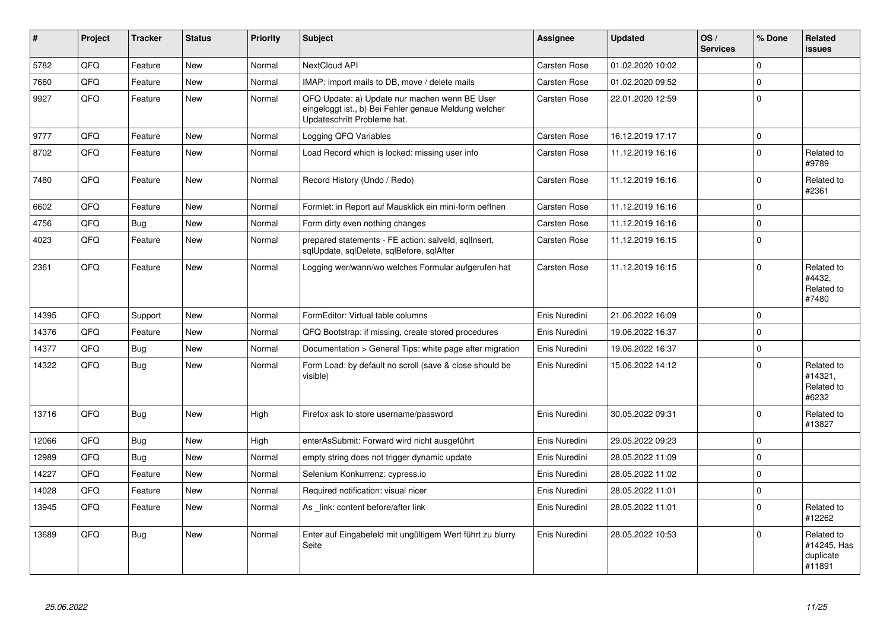| # | Project | Tracker | Status | Priority | Subject | Assignee | Updated | OS / Services | % Done | Related issues |
|---|---|---|---|---|---|---|---|---|---|---|
| 5782 | QFQ | Feature | New | Normal | NextCloud API | Carsten Rose | 01.02.2020 10:02 | | 0 | |
| 7660 | QFQ | Feature | New | Normal | IMAP: import mails to DB, move / delete mails | Carsten Rose | 01.02.2020 09:52 | | 0 | |
| 9927 | QFQ | Feature | New | Normal | QFQ Update: a) Update nur machen wenn BE User eingeloggt ist., b) Bei Fehler genaue Meldung welcher Updateschritt Probleme hat. | Carsten Rose | 22.01.2020 12:59 | | 0 | |
| 9777 | QFQ | Feature | New | Normal | Logging QFQ Variables | Carsten Rose | 16.12.2019 17:17 | | 0 | |
| 8702 | QFQ | Feature | New | Normal | Load Record which is locked: missing user info | Carsten Rose | 11.12.2019 16:16 | | 0 | Related to #9789 |
| 7480 | QFQ | Feature | New | Normal | Record History (Undo / Redo) | Carsten Rose | 11.12.2019 16:16 | | 0 | Related to #2361 |
| 6602 | QFQ | Feature | New | Normal | Formlet: in Report auf Mausklick ein mini-form oeffnen | Carsten Rose | 11.12.2019 16:16 | | 0 | |
| 4756 | QFQ | Bug | New | Normal | Form dirty even nothing changes | Carsten Rose | 11.12.2019 16:16 | | 0 | |
| 4023 | QFQ | Feature | New | Normal | prepared statements - FE action: salveld, sqlInsert, sqlUpdate, sqlDelete, sqlBefore, sqlAfter | Carsten Rose | 11.12.2019 16:15 | | 0 | |
| 2361 | QFQ | Feature | New | Normal | Logging wer/wann/wo welches Formular aufgerufen hat | Carsten Rose | 11.12.2019 16:15 | | 0 | Related to #4432, Related to #7480 |
| 14395 | QFQ | Support | New | Normal | FormEditor: Virtual table columns | Enis Nuredini | 21.06.2022 16:09 | | 0 | |
| 14376 | QFQ | Feature | New | Normal | QFQ Bootstrap: if missing, create stored procedures | Enis Nuredini | 19.06.2022 16:37 | | 0 | |
| 14377 | QFQ | Bug | New | Normal | Documentation > General Tips: white page after migration | Enis Nuredini | 19.06.2022 16:37 | | 0 | |
| 14322 | QFQ | Bug | New | Normal | Form Load: by default no scroll (save & close should be visible) | Enis Nuredini | 15.06.2022 14:12 | | 0 | Related to #14321, Related to #6232 |
| 13716 | QFQ | Bug | New | High | Firefox ask to store username/password | Enis Nuredini | 30.05.2022 09:31 | | 0 | Related to #13827 |
| 12066 | QFQ | Bug | New | High | enterAsSubmit: Forward wird nicht ausgeführt | Enis Nuredini | 29.05.2022 09:23 | | 0 | |
| 12989 | QFQ | Bug | New | Normal | empty string does not trigger dynamic update | Enis Nuredini | 28.05.2022 11:09 | | 0 | |
| 14227 | QFQ | Feature | New | Normal | Selenium Konkurrenz: cypress.io | Enis Nuredini | 28.05.2022 11:02 | | 0 | |
| 14028 | QFQ | Feature | New | Normal | Required notification: visual nicer | Enis Nuredini | 28.05.2022 11:01 | | 0 | |
| 13945 | QFQ | Feature | New | Normal | As _link: content before/after link | Enis Nuredini | 28.05.2022 11:01 | | 0 | Related to #12262 |
| 13689 | QFQ | Bug | New | Normal | Enter auf Eingabefeld mit ungültigem Wert führt zu blurry Seite | Enis Nuredini | 28.05.2022 10:53 | | 0 | Related to #14245, Has duplicate #11891 |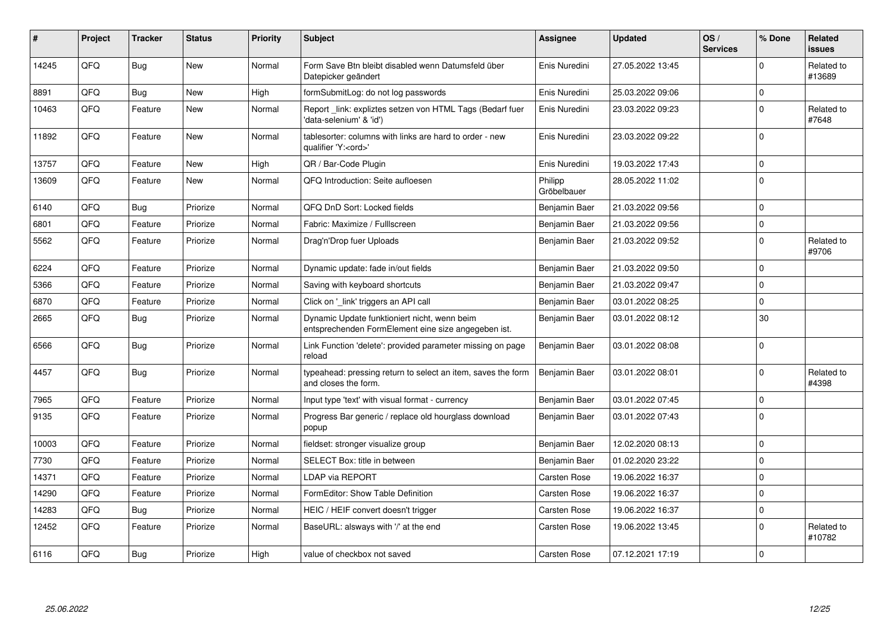| # | Project | Tracker | Status | Priority | Subject | Assignee | Updated | OS / Services | % Done | Related issues |
|---|---|---|---|---|---|---|---|---|---|---|
| 14245 | QFQ | Bug | New | Normal | Form Save Btn bleibt disabled wenn Datumsfeld über Datepicker geändert | Enis Nuredini | 27.05.2022 13:45 | | 0 | Related to #13689 |
| 8891 | QFQ | Bug | New | High | formSubmitLog: do not log passwords | Enis Nuredini | 25.03.2022 09:06 | | 0 | |
| 10463 | QFQ | Feature | New | Normal | Report _link: expliztes setzen von HTML Tags (Bedarf fuer 'data-selenium' & 'id') | Enis Nuredini | 23.03.2022 09:23 | | 0 | Related to #7648 |
| 11892 | QFQ | Feature | New | Normal | tablesorter: columns with links are hard to order - new qualifier 'Y:<ord>' | Enis Nuredini | 23.03.2022 09:22 | | 0 | |
| 13757 | QFQ | Feature | New | High | QR / Bar-Code Plugin | Enis Nuredini | 19.03.2022 17:43 | | 0 | |
| 13609 | QFQ | Feature | New | Normal | QFQ Introduction: Seite aufloesen | Philipp Gröbelbauer | 28.05.2022 11:02 | | 0 | |
| 6140 | QFQ | Bug | Priorize | Normal | QFQ DnD Sort: Locked fields | Benjamin Baer | 21.03.2022 09:56 | | 0 | |
| 6801 | QFQ | Feature | Priorize | Normal | Fabric: Maximize / FullIscreen | Benjamin Baer | 21.03.2022 09:56 | | 0 | |
| 5562 | QFQ | Feature | Priorize | Normal | Drag'n'Drop fuer Uploads | Benjamin Baer | 21.03.2022 09:52 | | 0 | Related to #9706 |
| 6224 | QFQ | Feature | Priorize | Normal | Dynamic update: fade in/out fields | Benjamin Baer | 21.03.2022 09:50 | | 0 | |
| 5366 | QFQ | Feature | Priorize | Normal | Saving with keyboard shortcuts | Benjamin Baer | 21.03.2022 09:47 | | 0 | |
| 6870 | QFQ | Feature | Priorize | Normal | Click on '_link' triggers an API call | Benjamin Baer | 03.01.2022 08:25 | | 0 | |
| 2665 | QFQ | Bug | Priorize | Normal | Dynamic Update funktioniert nicht, wenn beim entsprechenden FormElement eine size angegeben ist. | Benjamin Baer | 03.01.2022 08:12 | | 30 | |
| 6566 | QFQ | Bug | Priorize | Normal | Link Function 'delete': provided parameter missing on page reload | Benjamin Baer | 03.01.2022 08:08 | | 0 | |
| 4457 | QFQ | Bug | Priorize | Normal | typeahead: pressing return to select an item, saves the form and closes the form. | Benjamin Baer | 03.01.2022 08:01 | | 0 | Related to #4398 |
| 7965 | QFQ | Feature | Priorize | Normal | Input type 'text' with visual format - currency | Benjamin Baer | 03.01.2022 07:45 | | 0 | |
| 9135 | QFQ | Feature | Priorize | Normal | Progress Bar generic / replace old hourglass download popup | Benjamin Baer | 03.01.2022 07:43 | | 0 | |
| 10003 | QFQ | Feature | Priorize | Normal | fieldset: stronger visualize group | Benjamin Baer | 12.02.2020 08:13 | | 0 | |
| 7730 | QFQ | Feature | Priorize | Normal | SELECT Box: title in between | Benjamin Baer | 01.02.2020 23:22 | | 0 | |
| 14371 | QFQ | Feature | Priorize | Normal | LDAP via REPORT | Carsten Rose | 19.06.2022 16:37 | | 0 | |
| 14290 | QFQ | Feature | Priorize | Normal | FormEditor: Show Table Definition | Carsten Rose | 19.06.2022 16:37 | | 0 | |
| 14283 | QFQ | Bug | Priorize | Normal | HEIC / HEIF convert doesn't trigger | Carsten Rose | 19.06.2022 16:37 | | 0 | |
| 12452 | QFQ | Feature | Priorize | Normal | BaseURL: alsways with '/' at the end | Carsten Rose | 19.06.2022 13:45 | | 0 | Related to #10782 |
| 6116 | QFQ | Bug | Priorize | High | value of checkbox not saved | Carsten Rose | 07.12.2021 17:19 | | 0 | |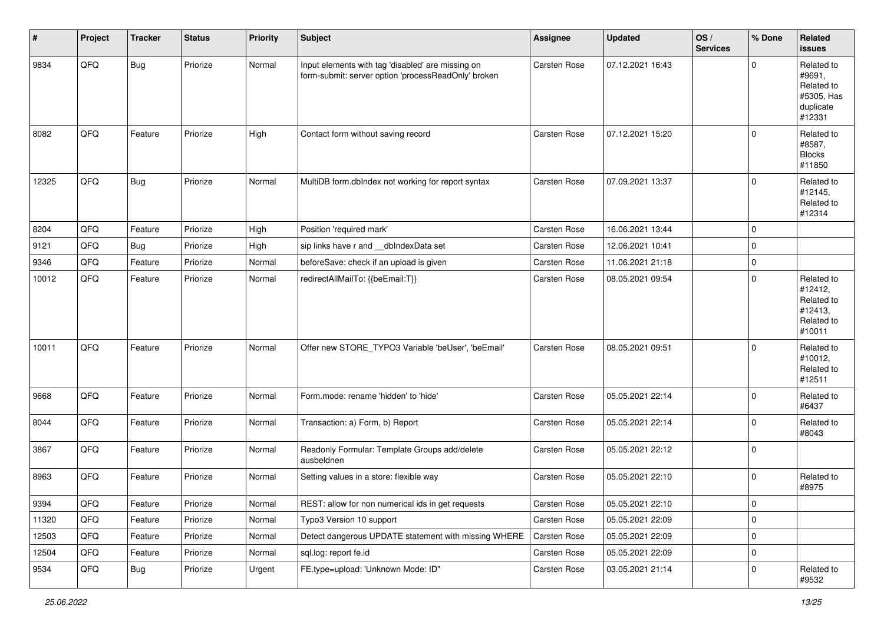| # | Project | Tracker | Status | Priority | Subject | Assignee | Updated | OS / Services | % Done | Related issues |
|---|---|---|---|---|---|---|---|---|---|---|
| 9834 | QFQ | Bug | Priorize | Normal | Input elements with tag 'disabled' are missing on form-submit: server option 'processReadOnly' broken | Carsten Rose | 07.12.2021 16:43 | | 0 | Related to #9691, Related to #5305, Has duplicate #12331 |
| 8082 | QFQ | Feature | Priorize | High | Contact form without saving record | Carsten Rose | 07.12.2021 15:20 | | 0 | Related to #8587, Blocks #11850 |
| 12325 | QFQ | Bug | Priorize | Normal | MultiDB form.dbIndex not working for report syntax | Carsten Rose | 07.09.2021 13:37 | | 0 | Related to #12145, Related to #12314 |
| 8204 | QFQ | Feature | Priorize | High | Position 'required mark' | Carsten Rose | 16.06.2021 13:44 | | 0 | |
| 9121 | QFQ | Bug | Priorize | High | sip links have r and __dbIndexData set | Carsten Rose | 12.06.2021 10:41 | | 0 | |
| 9346 | QFQ | Feature | Priorize | Normal | beforeSave: check if an upload is given | Carsten Rose | 11.06.2021 21:18 | | 0 | |
| 10012 | QFQ | Feature | Priorize | Normal | redirectAllMailTo: {{beEmail:T}} | Carsten Rose | 08.05.2021 09:54 | | 0 | Related to #12412, Related to #12413, Related to #10011 |
| 10011 | QFQ | Feature | Priorize | Normal | Offer new STORE_TYPO3 Variable 'beUser', 'beEmail' | Carsten Rose | 08.05.2021 09:51 | | 0 | Related to #10012, Related to #12511 |
| 9668 | QFQ | Feature | Priorize | Normal | Form.mode: rename 'hidden' to 'hide' | Carsten Rose | 05.05.2021 22:14 | | 0 | Related to #6437 |
| 8044 | QFQ | Feature | Priorize | Normal | Transaction: a) Form, b) Report | Carsten Rose | 05.05.2021 22:14 | | 0 | Related to #8043 |
| 3867 | QFQ | Feature | Priorize | Normal | Readonly Formular: Template Groups add/delete ausbeldnen | Carsten Rose | 05.05.2021 22:12 | | 0 | |
| 8963 | QFQ | Feature | Priorize | Normal | Setting values in a store: flexible way | Carsten Rose | 05.05.2021 22:10 | | 0 | Related to #8975 |
| 9394 | QFQ | Feature | Priorize | Normal | REST: allow for non numerical ids in get requests | Carsten Rose | 05.05.2021 22:10 | | 0 | |
| 11320 | QFQ | Feature | Priorize | Normal | Typo3 Version 10 support | Carsten Rose | 05.05.2021 22:09 | | 0 | |
| 12503 | QFQ | Feature | Priorize | Normal | Detect dangerous UPDATE statement with missing WHERE | Carsten Rose | 05.05.2021 22:09 | | 0 | |
| 12504 | QFQ | Feature | Priorize | Normal | sql.log: report fe.id | Carsten Rose | 05.05.2021 22:09 | | 0 | |
| 9534 | QFQ | Bug | Priorize | Urgent | FE.type=upload: 'Unknown Mode: ID" | Carsten Rose | 03.05.2021 21:14 | | 0 | Related to #9532 |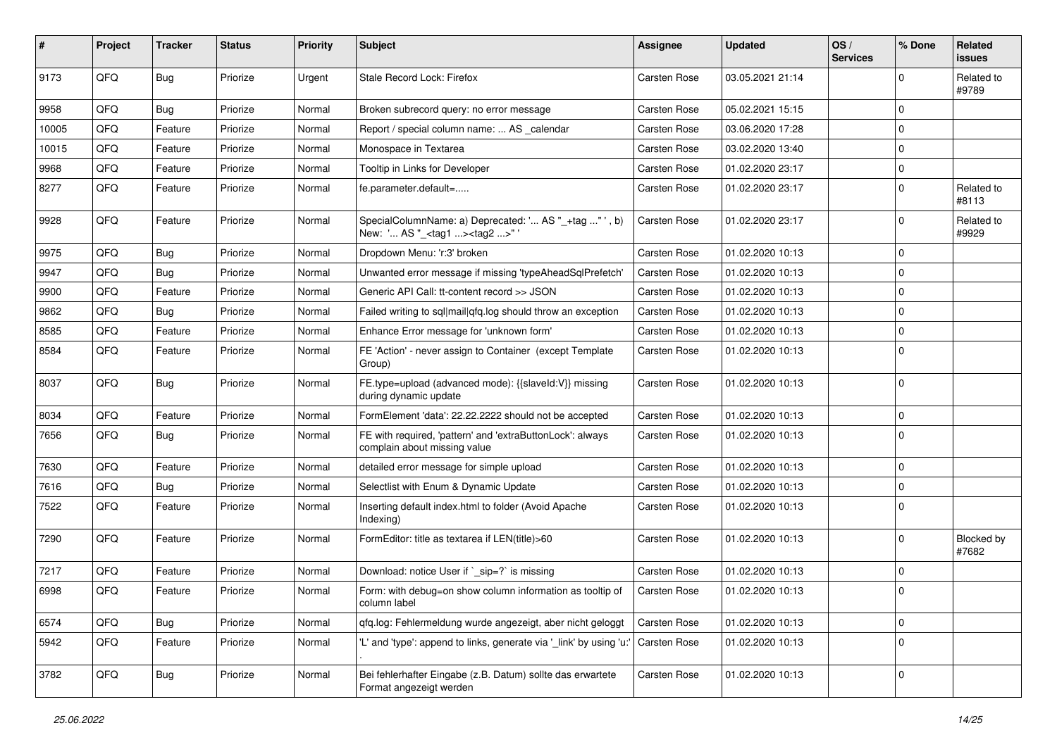| # | Project | Tracker | Status | Priority | Subject | Assignee | Updated | OS / Services | % Done | Related issues |
|---|---|---|---|---|---|---|---|---|---|---|
| 9173 | QFQ | Bug | Priorize | Urgent | Stale Record Lock: Firefox | Carsten Rose | 03.05.2021 21:14 | | 0 | Related to #9789 |
| 9958 | QFQ | Bug | Priorize | Normal | Broken subrecord query: no error message | Carsten Rose | 05.02.2021 15:15 | | 0 | |
| 10005 | QFQ | Feature | Priorize | Normal | Report / special column name: ... AS _calendar | Carsten Rose | 03.06.2020 17:28 | | 0 | |
| 10015 | QFQ | Feature | Priorize | Normal | Monospace in Textarea | Carsten Rose | 03.02.2020 13:40 | | 0 | |
| 9968 | QFQ | Feature | Priorize | Normal | Tooltip in Links for Developer | Carsten Rose | 01.02.2020 23:17 | | 0 | |
| 8277 | QFQ | Feature | Priorize | Normal | fe.parameter.default=..... | Carsten Rose | 01.02.2020 23:17 | | 0 | Related to #8113 |
| 9928 | QFQ | Feature | Priorize | Normal | SpecialColumnName: a) Deprecated: '... AS "_+tag ..." ', b) New: '... AS "_<tag1 ...><tag2 ...>" ' | Carsten Rose | 01.02.2020 23:17 | | 0 | Related to #9929 |
| 9975 | QFQ | Bug | Priorize | Normal | Dropdown Menu: 'r:3' broken | Carsten Rose | 01.02.2020 10:13 | | 0 | |
| 9947 | QFQ | Bug | Priorize | Normal | Unwanted error message if missing 'typeAheadSqlPrefetch' | Carsten Rose | 01.02.2020 10:13 | | 0 | |
| 9900 | QFQ | Feature | Priorize | Normal | Generic API Call: tt-content record >> JSON | Carsten Rose | 01.02.2020 10:13 | | 0 | |
| 9862 | QFQ | Bug | Priorize | Normal | Failed writing to sql\|mail\|qfq.log should throw an exception | Carsten Rose | 01.02.2020 10:13 | | 0 | |
| 8585 | QFQ | Feature | Priorize | Normal | Enhance Error message for 'unknown form' | Carsten Rose | 01.02.2020 10:13 | | 0 | |
| 8584 | QFQ | Feature | Priorize | Normal | FE 'Action' - never assign to Container (except Template Group) | Carsten Rose | 01.02.2020 10:13 | | 0 | |
| 8037 | QFQ | Bug | Priorize | Normal | FE.type=upload (advanced mode): {{slaveId:V}} missing during dynamic update | Carsten Rose | 01.02.2020 10:13 | | 0 | |
| 8034 | QFQ | Feature | Priorize | Normal | FormElement 'data': 22.22.2222 should not be accepted | Carsten Rose | 01.02.2020 10:13 | | 0 | |
| 7656 | QFQ | Bug | Priorize | Normal | FE with required, 'pattern' and 'extraButtonLock': always complain about missing value | Carsten Rose | 01.02.2020 10:13 | | 0 | |
| 7630 | QFQ | Feature | Priorize | Normal | detailed error message for simple upload | Carsten Rose | 01.02.2020 10:13 | | 0 | |
| 7616 | QFQ | Bug | Priorize | Normal | Selectlist with Enum & Dynamic Update | Carsten Rose | 01.02.2020 10:13 | | 0 | |
| 7522 | QFQ | Feature | Priorize | Normal | Inserting default index.html to folder (Avoid Apache Indexing) | Carsten Rose | 01.02.2020 10:13 | | 0 | |
| 7290 | QFQ | Feature | Priorize | Normal | FormEditor: title as textarea if LEN(title)>60 | Carsten Rose | 01.02.2020 10:13 | | 0 | Blocked by #7682 |
| 7217 | QFQ | Feature | Priorize | Normal | Download: notice User if `_sip=?` is missing | Carsten Rose | 01.02.2020 10:13 | | 0 | |
| 6998 | QFQ | Feature | Priorize | Normal | Form: with debug=on show column information as tooltip of column label | Carsten Rose | 01.02.2020 10:13 | | 0 | |
| 6574 | QFQ | Bug | Priorize | Normal | qfq.log: Fehlermeldung wurde angezeigt, aber nicht geloggt | Carsten Rose | 01.02.2020 10:13 | | 0 | |
| 5942 | QFQ | Feature | Priorize | Normal | 'L' and 'type': append to links, generate via '_link' by using 'u:' . | Carsten Rose | 01.02.2020 10:13 | | 0 | |
| 3782 | QFQ | Bug | Priorize | Normal | Bei fehlerhafter Eingabe (z.B. Datum) sollte das erwartete Format angezeigt werden | Carsten Rose | 01.02.2020 10:13 | | 0 | |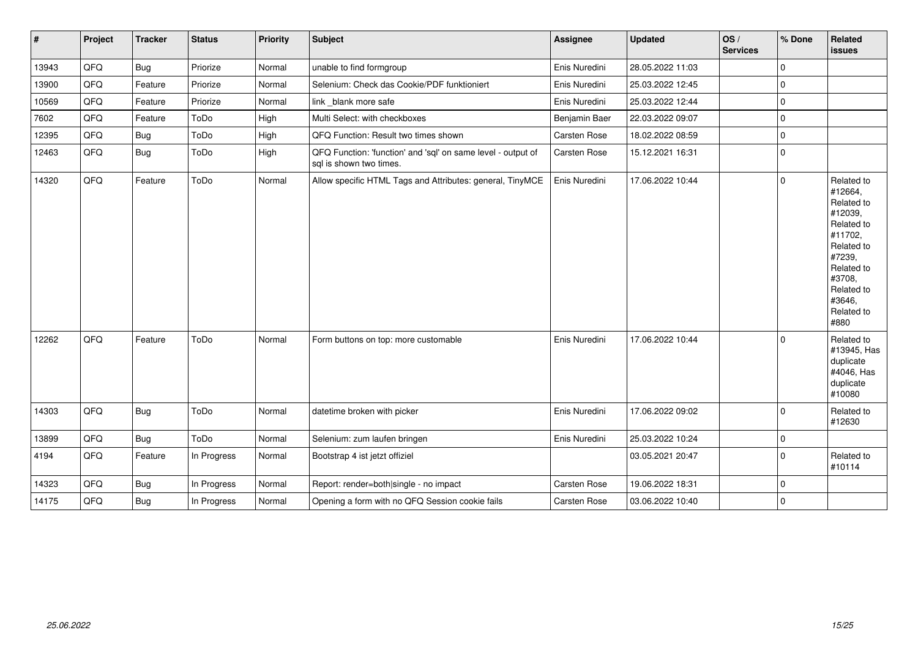| # | Project | Tracker | Status | Priority | Subject | Assignee | Updated | OS / Services | % Done | Related issues |
|---|---|---|---|---|---|---|---|---|---|---|
| 13943 | QFQ | Bug | Priorize | Normal | unable to find formgroup | Enis Nuredini | 28.05.2022 11:03 | | 0 | |
| 13900 | QFQ | Feature | Priorize | Normal | Selenium: Check das Cookie/PDF funktioniert | Enis Nuredini | 25.03.2022 12:45 | | 0 | |
| 10569 | QFQ | Feature | Priorize | Normal | link _blank more safe | Enis Nuredini | 25.03.2022 12:44 | | 0 | |
| 7602 | QFQ | Feature | ToDo | High | Multi Select: with checkboxes | Benjamin Baer | 22.03.2022 09:07 | | 0 | |
| 12395 | QFQ | Bug | ToDo | High | QFQ Function: Result two times shown | Carsten Rose | 18.02.2022 08:59 | | 0 | |
| 12463 | QFQ | Bug | ToDo | High | QFQ Function: 'function' and 'sql' on same level - output of sql is shown two times. | Carsten Rose | 15.12.2021 16:31 | | 0 | |
| 14320 | QFQ | Feature | ToDo | Normal | Allow specific HTML Tags and Attributes: general, TinyMCE | Enis Nuredini | 17.06.2022 10:44 | | 0 | Related to #12664, Related to #12039, Related to #11702, Related to #7239, Related to #3708, Related to #3646, Related to #880 |
| 12262 | QFQ | Feature | ToDo | Normal | Form buttons on top: more customable | Enis Nuredini | 17.06.2022 10:44 | | 0 | Related to #13945, Has duplicate #4046, Has duplicate #10080 |
| 14303 | QFQ | Bug | ToDo | Normal | datetime broken with picker | Enis Nuredini | 17.06.2022 09:02 | | 0 | Related to #12630 |
| 13899 | QFQ | Bug | ToDo | Normal | Selenium: zum laufen bringen | Enis Nuredini | 25.03.2022 10:24 | | 0 | |
| 4194 | QFQ | Feature | In Progress | Normal | Bootstrap 4 ist jetzt offiziel | | 03.05.2021 20:47 | | 0 | Related to #10114 |
| 14323 | QFQ | Bug | In Progress | Normal | Report: render=both\|single - no impact | Carsten Rose | 19.06.2022 18:31 | | 0 | |
| 14175 | QFQ | Bug | In Progress | Normal | Opening a form with no QFQ Session cookie fails | Carsten Rose | 03.06.2022 10:40 | | 0 | |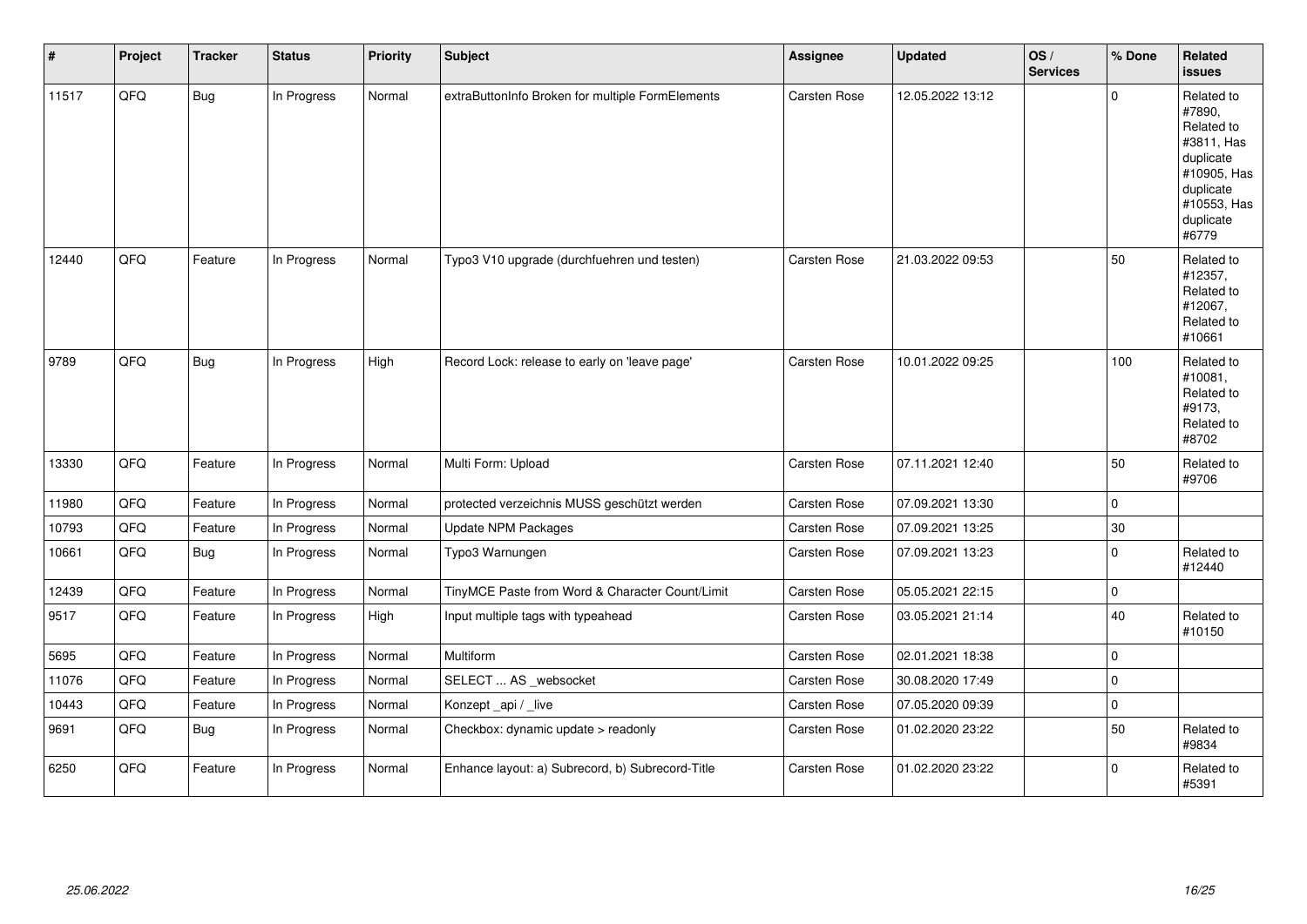| # | Project | Tracker | Status | Priority | Subject | Assignee | Updated | OS / Services | % Done | Related issues |
|---|---|---|---|---|---|---|---|---|---|---|
| 11517 | QFQ | Bug | In Progress | Normal | extraButtonInfo Broken for multiple FormElements | Carsten Rose | 12.05.2022 13:12 | | 0 | Related to #7890, Related to #3811, Has duplicate #10905, Has duplicate #10553, Has duplicate #6779 |
| 12440 | QFQ | Feature | In Progress | Normal | Typo3 V10 upgrade (durchfuehren und testen) | Carsten Rose | 21.03.2022 09:53 | | 50 | Related to #12357, Related to #12067, Related to #10661 |
| 9789 | QFQ | Bug | In Progress | High | Record Lock: release to early on 'leave page' | Carsten Rose | 10.01.2022 09:25 | | 100 | Related to #10081, Related to #9173, Related to #8702 |
| 13330 | QFQ | Feature | In Progress | Normal | Multi Form: Upload | Carsten Rose | 07.11.2021 12:40 | | 50 | Related to #9706 |
| 11980 | QFQ | Feature | In Progress | Normal | protected verzeichnis MUSS geschützt werden | Carsten Rose | 07.09.2021 13:30 | | 0 | |
| 10793 | QFQ | Feature | In Progress | Normal | Update NPM Packages | Carsten Rose | 07.09.2021 13:25 | | 30 | |
| 10661 | QFQ | Bug | In Progress | Normal | Typo3 Warnungen | Carsten Rose | 07.09.2021 13:23 | | 0 | Related to #12440 |
| 12439 | QFQ | Feature | In Progress | Normal | TinyMCE Paste from Word & Character Count/Limit | Carsten Rose | 05.05.2021 22:15 | | 0 | |
| 9517 | QFQ | Feature | In Progress | High | Input multiple tags with typeahead | Carsten Rose | 03.05.2021 21:14 | | 40 | Related to #10150 |
| 5695 | QFQ | Feature | In Progress | Normal | Multiform | Carsten Rose | 02.01.2021 18:38 | | 0 | |
| 11076 | QFQ | Feature | In Progress | Normal | SELECT ... AS _websocket | Carsten Rose | 30.08.2020 17:49 | | 0 | |
| 10443 | QFQ | Feature | In Progress | Normal | Konzept _api / _live | Carsten Rose | 07.05.2020 09:39 | | 0 | |
| 9691 | QFQ | Bug | In Progress | Normal | Checkbox: dynamic update > readonly | Carsten Rose | 01.02.2020 23:22 | | 50 | Related to #9834 |
| 6250 | QFQ | Feature | In Progress | Normal | Enhance layout: a) Subrecord, b) Subrecord-Title | Carsten Rose | 01.02.2020 23:22 | | 0 | Related to #5391 |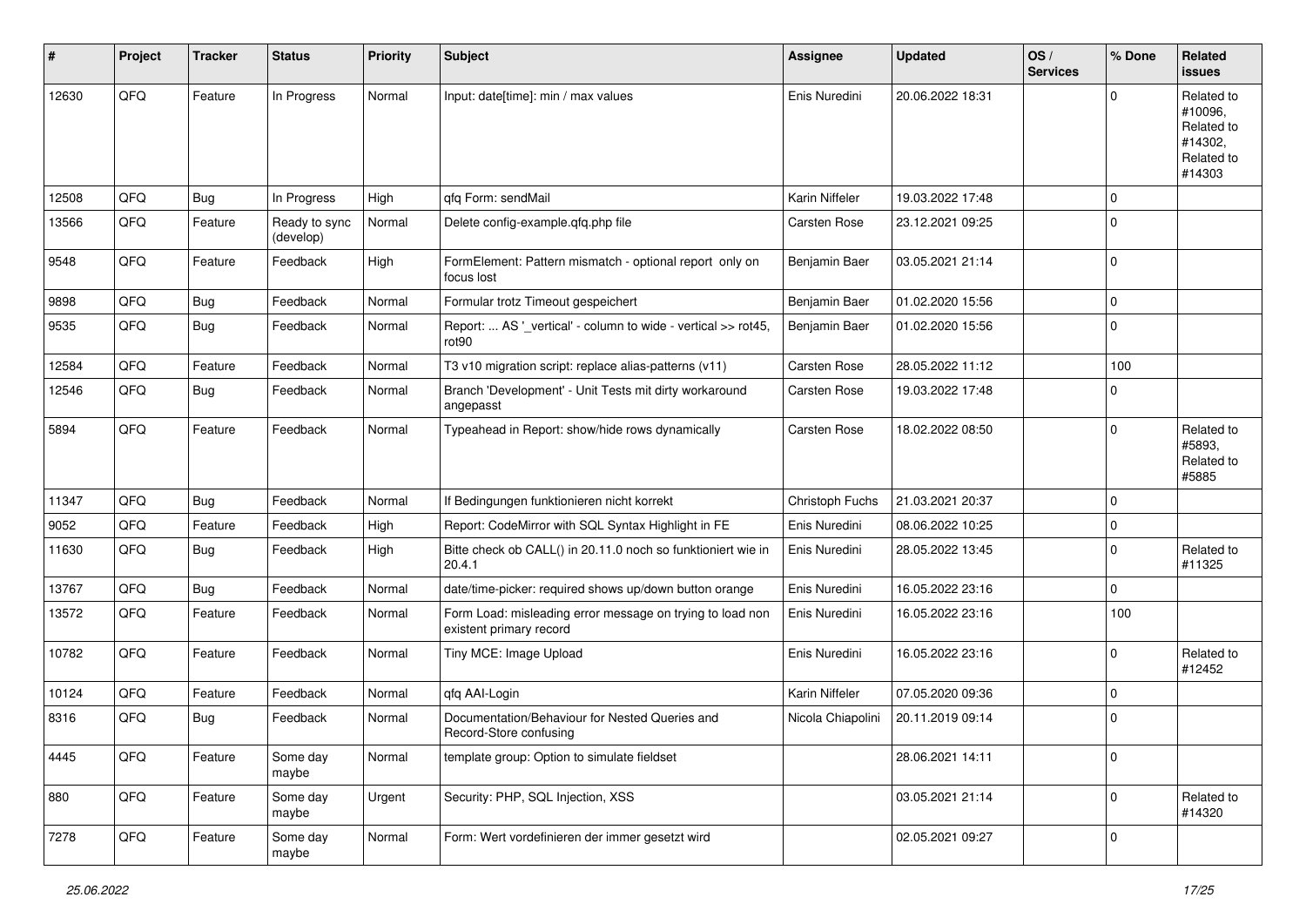| # | Project | Tracker | Status | Priority | Subject | Assignee | Updated | OS / Services | % Done | Related issues |
|---|---|---|---|---|---|---|---|---|---|---|
| 12630 | QFQ | Feature | In Progress | Normal | Input: date[time]: min / max values | Enis Nuredini | 20.06.2022 18:31 | | 0 | Related to #10096, Related to #14302, Related to #14303 |
| 12508 | QFQ | Bug | In Progress | High | qfq Form: sendMail | Karin Niffeler | 19.03.2022 17:48 | | 0 | |
| 13566 | QFQ | Feature | Ready to sync (develop) | Normal | Delete config-example.qfq.php file | Carsten Rose | 23.12.2021 09:25 | | 0 | |
| 9548 | QFQ | Feature | Feedback | High | FormElement: Pattern mismatch - optional report only on focus lost | Benjamin Baer | 03.05.2021 21:14 | | 0 | |
| 9898 | QFQ | Bug | Feedback | Normal | Formular trotz Timeout gespeichert | Benjamin Baer | 01.02.2020 15:56 | | 0 | |
| 9535 | QFQ | Bug | Feedback | Normal | Report: ... AS '_vertical' - column to wide - vertical >> rot45, rot90 | Benjamin Baer | 01.02.2020 15:56 | | 0 | |
| 12584 | QFQ | Feature | Feedback | Normal | T3 v10 migration script: replace alias-patterns (v11) | Carsten Rose | 28.05.2022 11:12 | | 100 | |
| 12546 | QFQ | Bug | Feedback | Normal | Branch 'Development' - Unit Tests mit dirty workaround angepasst | Carsten Rose | 19.03.2022 17:48 | | 0 | |
| 5894 | QFQ | Feature | Feedback | Normal | Typeahead in Report: show/hide rows dynamically | Carsten Rose | 18.02.2022 08:50 | | 0 | Related to #5893, Related to #5885 |
| 11347 | QFQ | Bug | Feedback | Normal | If Bedingungen funktionieren nicht korrekt | Christoph Fuchs | 21.03.2021 20:37 | | 0 | |
| 9052 | QFQ | Feature | Feedback | High | Report: CodeMirror with SQL Syntax Highlight in FE | Enis Nuredini | 08.06.2022 10:25 | | 0 | |
| 11630 | QFQ | Bug | Feedback | High | Bitte check ob CALL() in 20.11.0 noch so funktioniert wie in 20.4.1 | Enis Nuredini | 28.05.2022 13:45 | | 0 | Related to #11325 |
| 13767 | QFQ | Bug | Feedback | Normal | date/time-picker: required shows up/down button orange | Enis Nuredini | 16.05.2022 23:16 | | 0 | |
| 13572 | QFQ | Feature | Feedback | Normal | Form Load: misleading error message on trying to load non existent primary record | Enis Nuredini | 16.05.2022 23:16 | | 100 | |
| 10782 | QFQ | Feature | Feedback | Normal | Tiny MCE: Image Upload | Enis Nuredini | 16.05.2022 23:16 | | 0 | Related to #12452 |
| 10124 | QFQ | Feature | Feedback | Normal | qfq AAI-Login | Karin Niffeler | 07.05.2020 09:36 | | 0 | |
| 8316 | QFQ | Bug | Feedback | Normal | Documentation/Behaviour for Nested Queries and Record-Store confusing | Nicola Chiapolini | 20.11.2019 09:14 | | 0 | |
| 4445 | QFQ | Feature | Some day maybe | Normal | template group: Option to simulate fieldset | | 28.06.2021 14:11 | | 0 | |
| 880 | QFQ | Feature | Some day maybe | Urgent | Security: PHP, SQL Injection, XSS | | 03.05.2021 21:14 | | 0 | Related to #14320 |
| 7278 | QFQ | Feature | Some day maybe | Normal | Form: Wert vordefinieren der immer gesetzt wird | | 02.05.2021 09:27 | | 0 | |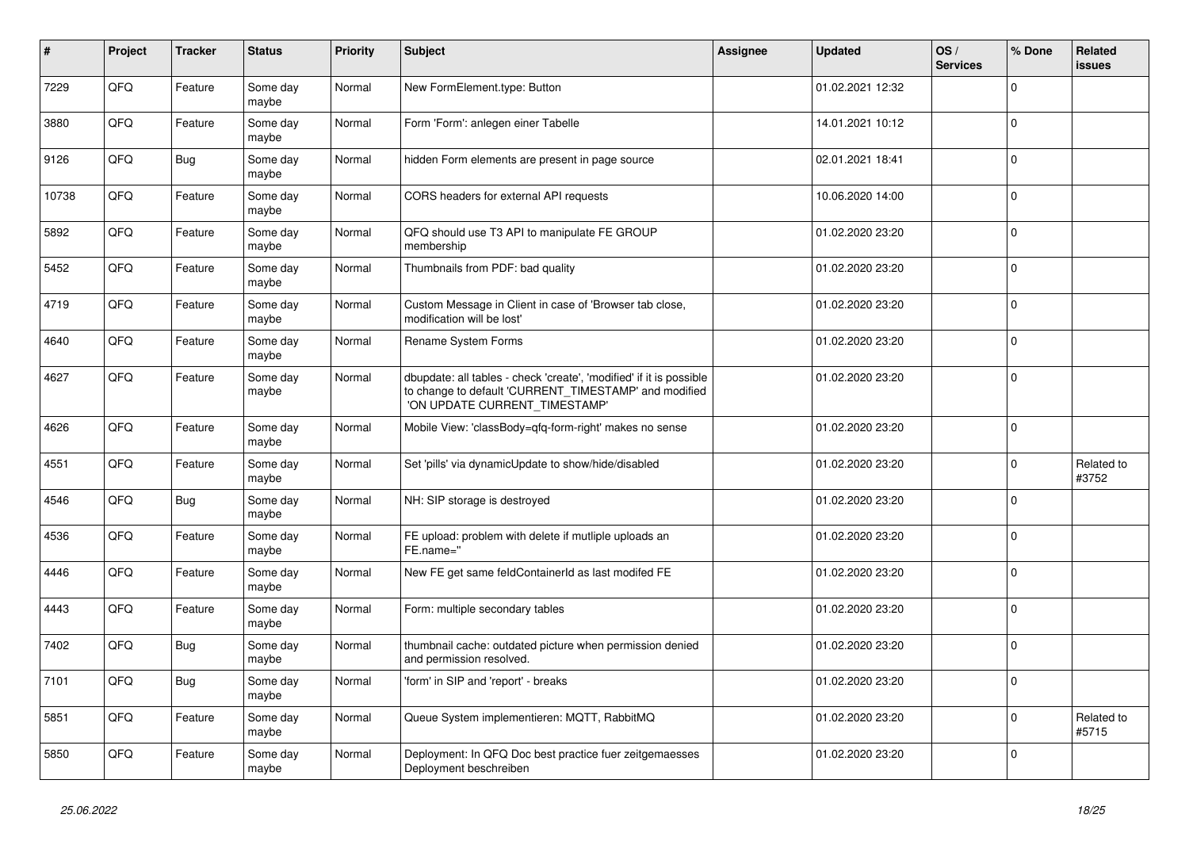| # | Project | Tracker | Status | Priority | Subject | Assignee | Updated | OS / Services | % Done | Related issues |
|---|---|---|---|---|---|---|---|---|---|---|
| 7229 | QFQ | Feature | Some day maybe | Normal | New FormElement.type: Button | | 01.02.2021 12:32 | | 0 | |
| 3880 | QFQ | Feature | Some day maybe | Normal | Form 'Form': anlegen einer Tabelle | | 14.01.2021 10:12 | | 0 | |
| 9126 | QFQ | Bug | Some day maybe | Normal | hidden Form elements are present in page source | | 02.01.2021 18:41 | | 0 | |
| 10738 | QFQ | Feature | Some day maybe | Normal | CORS headers for external API requests | | 10.06.2020 14:00 | | 0 | |
| 5892 | QFQ | Feature | Some day maybe | Normal | QFQ should use T3 API to manipulate FE GROUP membership | | 01.02.2020 23:20 | | 0 | |
| 5452 | QFQ | Feature | Some day maybe | Normal | Thumbnails from PDF: bad quality | | 01.02.2020 23:20 | | 0 | |
| 4719 | QFQ | Feature | Some day maybe | Normal | Custom Message in Client in case of 'Browser tab close, modification will be lost' | | 01.02.2020 23:20 | | 0 | |
| 4640 | QFQ | Feature | Some day maybe | Normal | Rename System Forms | | 01.02.2020 23:20 | | 0 | |
| 4627 | QFQ | Feature | Some day maybe | Normal | dbupdate: all tables - check 'create', 'modified' if it is possible to change to default 'CURRENT_TIMESTAMP' and modified 'ON UPDATE CURRENT_TIMESTAMP' | | 01.02.2020 23:20 | | 0 | |
| 4626 | QFQ | Feature | Some day maybe | Normal | Mobile View: 'classBody=qfq-form-right' makes no sense | | 01.02.2020 23:20 | | 0 | |
| 4551 | QFQ | Feature | Some day maybe | Normal | Set 'pills' via dynamicUpdate to show/hide/disabled | | 01.02.2020 23:20 | | 0 | Related to #3752 |
| 4546 | QFQ | Bug | Some day maybe | Normal | NH: SIP storage is destroyed | | 01.02.2020 23:20 | | 0 | |
| 4536 | QFQ | Feature | Some day maybe | Normal | FE upload: problem with delete if mutliple uploads an FE.name='' | | 01.02.2020 23:20 | | 0 | |
| 4446 | QFQ | Feature | Some day maybe | Normal | New FE get same feldContainerId as last modifed FE | | 01.02.2020 23:20 | | 0 | |
| 4443 | QFQ | Feature | Some day maybe | Normal | Form: multiple secondary tables | | 01.02.2020 23:20 | | 0 | |
| 7402 | QFQ | Bug | Some day maybe | Normal | thumbnail cache: outdated picture when permission denied and permission resolved. | | 01.02.2020 23:20 | | 0 | |
| 7101 | QFQ | Bug | Some day maybe | Normal | 'form' in SIP and 'report' - breaks | | 01.02.2020 23:20 | | 0 | |
| 5851 | QFQ | Feature | Some day maybe | Normal | Queue System implementieren: MQTT, RabbitMQ | | 01.02.2020 23:20 | | 0 | Related to #5715 |
| 5850 | QFQ | Feature | Some day maybe | Normal | Deployment: In QFQ Doc best practice fuer zeitgemaesses Deployment beschreiben | | 01.02.2020 23:20 | | 0 | |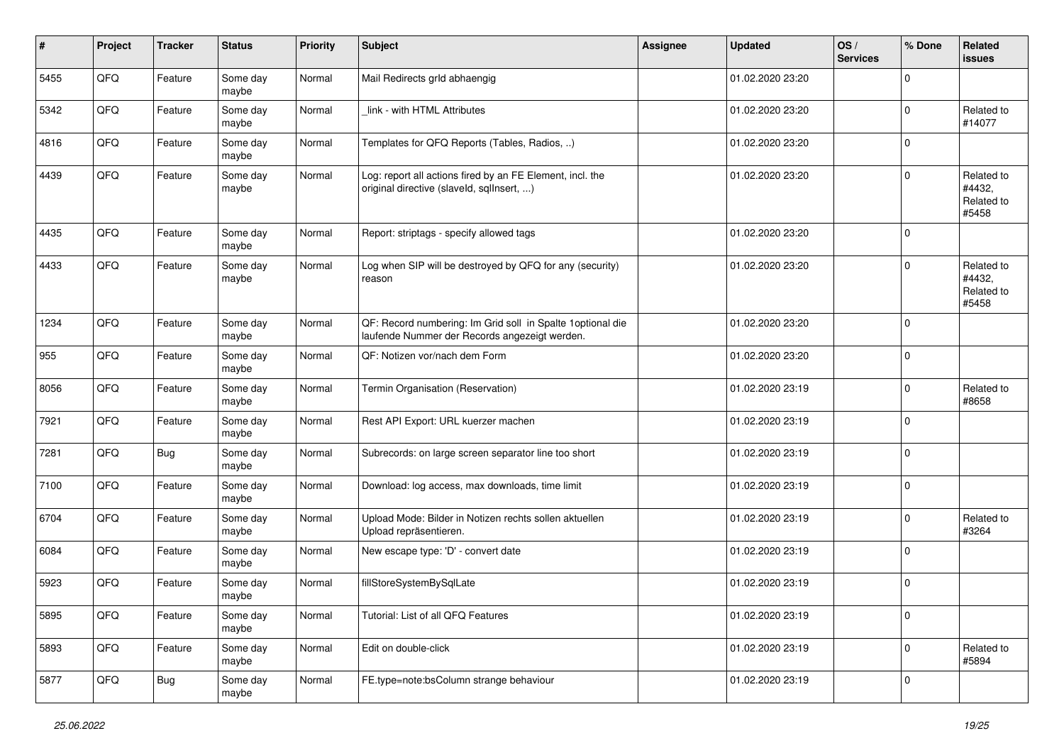| # | Project | Tracker | Status | Priority | Subject | Assignee | Updated | OS / Services | % Done | Related issues |
|---|---|---|---|---|---|---|---|---|---|---|
| 5455 | QFQ | Feature | Some day maybe | Normal | Mail Redirects grId abhaengig | | 01.02.2020 23:20 | | 0 | |
| 5342 | QFQ | Feature | Some day maybe | Normal | _link - with HTML Attributes | | 01.02.2020 23:20 | | 0 | Related to #14077 |
| 4816 | QFQ | Feature | Some day maybe | Normal | Templates for QFQ Reports (Tables, Radios, ..) | | 01.02.2020 23:20 | | 0 | |
| 4439 | QFQ | Feature | Some day maybe | Normal | Log: report all actions fired by an FE Element, incl. the original directive (slaveId, sqlInsert, ...) | | 01.02.2020 23:20 | | 0 | Related to #4432, Related to #5458 |
| 4435 | QFQ | Feature | Some day maybe | Normal | Report: striptags - specify allowed tags | | 01.02.2020 23:20 | | 0 | |
| 4433 | QFQ | Feature | Some day maybe | Normal | Log when SIP will be destroyed by QFQ for any (security) reason | | 01.02.2020 23:20 | | 0 | Related to #4432, Related to #5458 |
| 1234 | QFQ | Feature | Some day maybe | Normal | QF: Record numbering: Im Grid soll in Spalte 1optional die laufende Nummer der Records angezeigt werden. | | 01.02.2020 23:20 | | 0 | |
| 955 | QFQ | Feature | Some day maybe | Normal | QF: Notizen vor/nach dem Form | | 01.02.2020 23:20 | | 0 | |
| 8056 | QFQ | Feature | Some day maybe | Normal | Termin Organisation (Reservation) | | 01.02.2020 23:19 | | 0 | Related to #8658 |
| 7921 | QFQ | Feature | Some day maybe | Normal | Rest API Export: URL kuerzer machen | | 01.02.2020 23:19 | | 0 | |
| 7281 | QFQ | Bug | Some day maybe | Normal | Subrecords: on large screen separator line too short | | 01.02.2020 23:19 | | 0 | |
| 7100 | QFQ | Feature | Some day maybe | Normal | Download: log access, max downloads, time limit | | 01.02.2020 23:19 | | 0 | |
| 6704 | QFQ | Feature | Some day maybe | Normal | Upload Mode: Bilder in Notizen rechts sollen aktuellen Upload repräsentieren. | | 01.02.2020 23:19 | | 0 | Related to #3264 |
| 6084 | QFQ | Feature | Some day maybe | Normal | New escape type: 'D' - convert date | | 01.02.2020 23:19 | | 0 | |
| 5923 | QFQ | Feature | Some day maybe | Normal | fillStoreSystemBySqlLate | | 01.02.2020 23:19 | | 0 | |
| 5895 | QFQ | Feature | Some day maybe | Normal | Tutorial: List of all QFQ Features | | 01.02.2020 23:19 | | 0 | |
| 5893 | QFQ | Feature | Some day maybe | Normal | Edit on double-click | | 01.02.2020 23:19 | | 0 | Related to #5894 |
| 5877 | QFQ | Bug | Some day maybe | Normal | FE.type=note:bsColumn strange behaviour | | 01.02.2020 23:19 | | 0 | |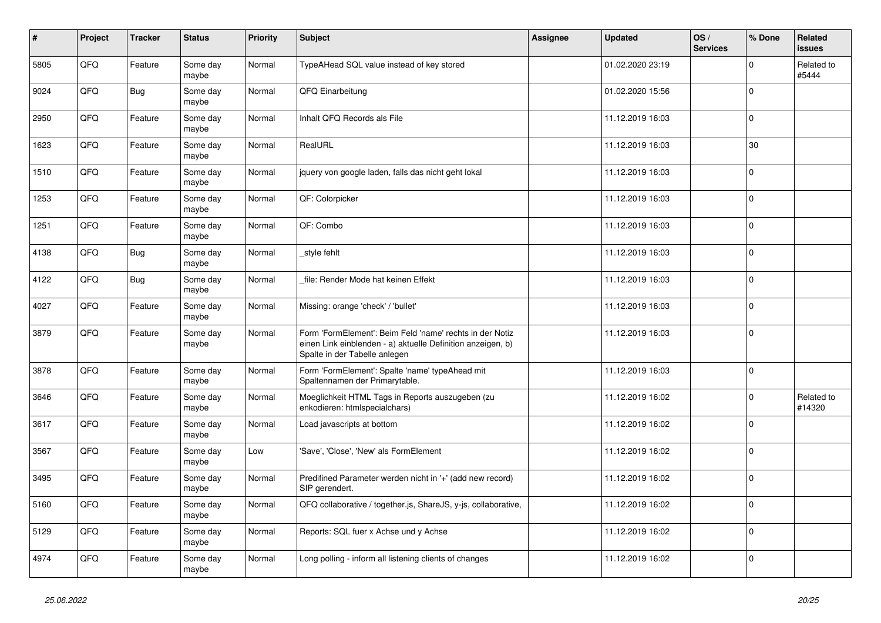| # | Project | Tracker | Status | Priority | Subject | Assignee | Updated | OS / Services | % Done | Related issues |
|---|---|---|---|---|---|---|---|---|---|---|
| 5805 | QFQ | Feature | Some day maybe | Normal | TypeAHead SQL value instead of key stored | | 01.02.2020 23:19 | | 0 | Related to #5444 |
| 9024 | QFQ | Bug | Some day maybe | Normal | QFQ Einarbeitung | | 01.02.2020 15:56 | | 0 | |
| 2950 | QFQ | Feature | Some day maybe | Normal | Inhalt QFQ Records als File | | 11.12.2019 16:03 | | 0 | |
| 1623 | QFQ | Feature | Some day maybe | Normal | RealURL | | 11.12.2019 16:03 | | 30 | |
| 1510 | QFQ | Feature | Some day maybe | Normal | jquery von google laden, falls das nicht geht lokal | | 11.12.2019 16:03 | | 0 | |
| 1253 | QFQ | Feature | Some day maybe | Normal | QF: Colorpicker | | 11.12.2019 16:03 | | 0 | |
| 1251 | QFQ | Feature | Some day maybe | Normal | QF: Combo | | 11.12.2019 16:03 | | 0 | |
| 4138 | QFQ | Bug | Some day maybe | Normal | _style fehlt | | 11.12.2019 16:03 | | 0 | |
| 4122 | QFQ | Bug | Some day maybe | Normal | _file: Render Mode hat keinen Effekt | | 11.12.2019 16:03 | | 0 | |
| 4027 | QFQ | Feature | Some day maybe | Normal | Missing: orange 'check' / 'bullet' | | 11.12.2019 16:03 | | 0 | |
| 3879 | QFQ | Feature | Some day maybe | Normal | Form 'FormElement': Beim Feld 'name' rechts in der Notiz einen Link einblenden - a) aktuelle Definition anzeigen, b) Spalte in der Tabelle anlegen | | 11.12.2019 16:03 | | 0 | |
| 3878 | QFQ | Feature | Some day maybe | Normal | Form 'FormElement': Spalte 'name' typeAhead mit Spaltennamen der Primarytable. | | 11.12.2019 16:03 | | 0 | |
| 3646 | QFQ | Feature | Some day maybe | Normal | Moeglichkeit HTML Tags in Reports auszugeben (zu enkodieren: htmlspecialchars) | | 11.12.2019 16:02 | | 0 | Related to #14320 |
| 3617 | QFQ | Feature | Some day maybe | Normal | Load javascripts at bottom | | 11.12.2019 16:02 | | 0 | |
| 3567 | QFQ | Feature | Some day maybe | Low | 'Save', 'Close', 'New' als FormElement | | 11.12.2019 16:02 | | 0 | |
| 3495 | QFQ | Feature | Some day maybe | Normal | Predifined Parameter werden nicht in '+' (add new record) SIP gerendert. | | 11.12.2019 16:02 | | 0 | |
| 5160 | QFQ | Feature | Some day maybe | Normal | QFQ collaborative / together.js, ShareJS, y-js, collaborative, | | 11.12.2019 16:02 | | 0 | |
| 5129 | QFQ | Feature | Some day maybe | Normal | Reports: SQL fuer x Achse und y Achse | | 11.12.2019 16:02 | | 0 | |
| 4974 | QFQ | Feature | Some day maybe | Normal | Long polling - inform all listening clients of changes | | 11.12.2019 16:02 | | 0 | |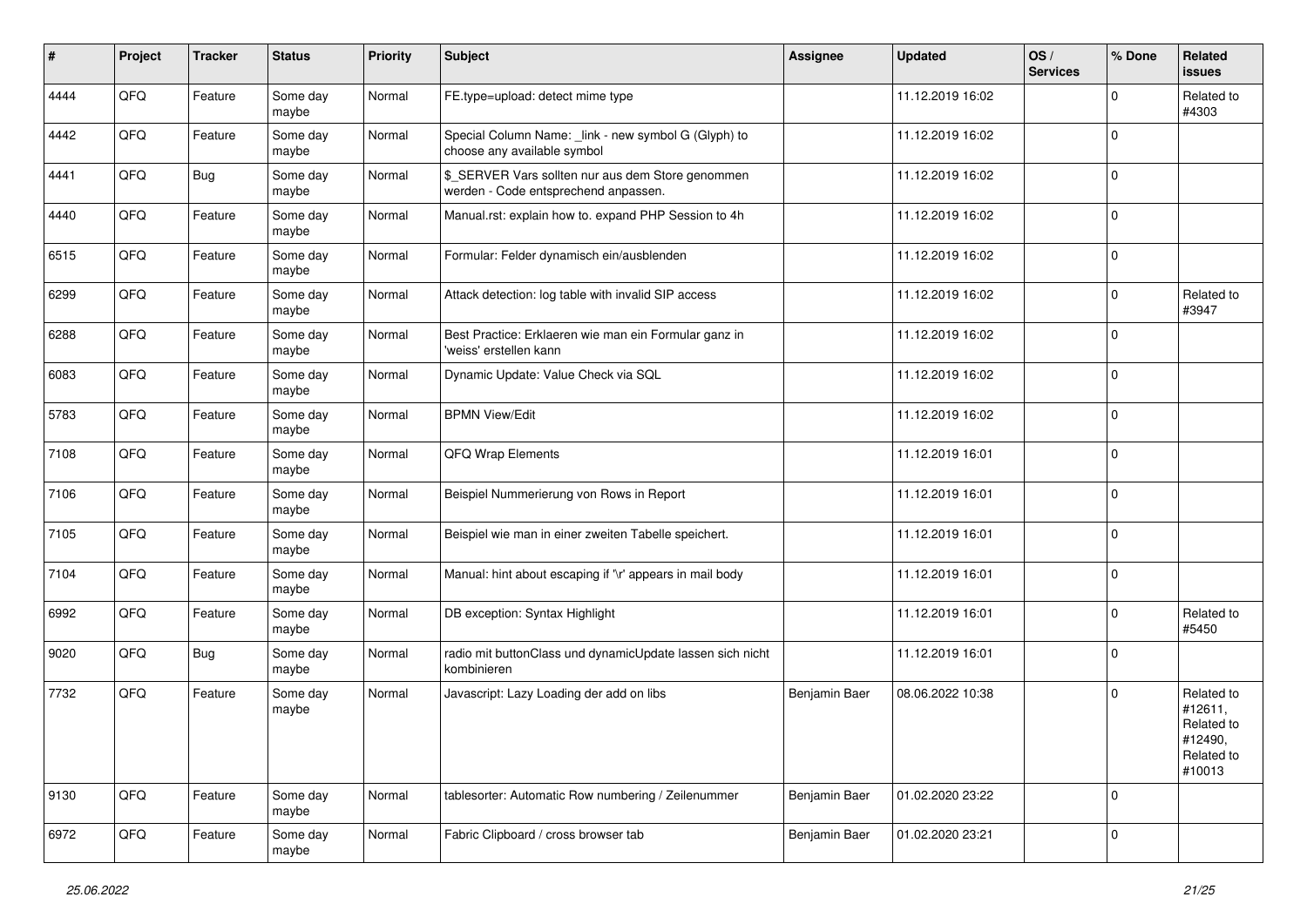| # | Project | Tracker | Status | Priority | Subject | Assignee | Updated | OS / Services | % Done | Related issues |
|---|---|---|---|---|---|---|---|---|---|---|
| 4444 | QFQ | Feature | Some day maybe | Normal | FE.type=upload: detect mime type | | 11.12.2019 16:02 | | 0 | Related to #4303 |
| 4442 | QFQ | Feature | Some day maybe | Normal | Special Column Name: _link - new symbol G (Glyph) to choose any available symbol | | 11.12.2019 16:02 | | 0 | |
| 4441 | QFQ | Bug | Some day maybe | Normal | $_SERVER Vars sollten nur aus dem Store genommen werden - Code entsprechend anpassen. | | 11.12.2019 16:02 | | 0 | |
| 4440 | QFQ | Feature | Some day maybe | Normal | Manual.rst: explain how to. expand PHP Session to 4h | | 11.12.2019 16:02 | | 0 | |
| 6515 | QFQ | Feature | Some day maybe | Normal | Formular: Felder dynamisch ein/ausblenden | | 11.12.2019 16:02 | | 0 | |
| 6299 | QFQ | Feature | Some day maybe | Normal | Attack detection: log table with invalid SIP access | | 11.12.2019 16:02 | | 0 | Related to #3947 |
| 6288 | QFQ | Feature | Some day maybe | Normal | Best Practice: Erklaeren wie man ein Formular ganz in 'weiss' erstellen kann | | 11.12.2019 16:02 | | 0 | |
| 6083 | QFQ | Feature | Some day maybe | Normal | Dynamic Update: Value Check via SQL | | 11.12.2019 16:02 | | 0 | |
| 5783 | QFQ | Feature | Some day maybe | Normal | BPMN View/Edit | | 11.12.2019 16:02 | | 0 | |
| 7108 | QFQ | Feature | Some day maybe | Normal | QFQ Wrap Elements | | 11.12.2019 16:01 | | 0 | |
| 7106 | QFQ | Feature | Some day maybe | Normal | Beispiel Nummerierung von Rows in Report | | 11.12.2019 16:01 | | 0 | |
| 7105 | QFQ | Feature | Some day maybe | Normal | Beispiel wie man in einer zweiten Tabelle speichert. | | 11.12.2019 16:01 | | 0 | |
| 7104 | QFQ | Feature | Some day maybe | Normal | Manual: hint about escaping if '\r' appears in mail body | | 11.12.2019 16:01 | | 0 | |
| 6992 | QFQ | Feature | Some day maybe | Normal | DB exception: Syntax Highlight | | 11.12.2019 16:01 | | 0 | Related to #5450 |
| 9020 | QFQ | Bug | Some day maybe | Normal | radio mit buttonClass und dynamicUpdate lassen sich nicht kombinieren | | 11.12.2019 16:01 | | 0 | |
| 7732 | QFQ | Feature | Some day maybe | Normal | Javascript: Lazy Loading der add on libs | Benjamin Baer | 08.06.2022 10:38 | | 0 | Related to #12611, Related to #12490, Related to #10013 |
| 9130 | QFQ | Feature | Some day maybe | Normal | tablesorter: Automatic Row numbering / Zeilenummer | Benjamin Baer | 01.02.2020 23:22 | | 0 | |
| 6972 | QFQ | Feature | Some day maybe | Normal | Fabric Clipboard / cross browser tab | Benjamin Baer | 01.02.2020 23:21 | | 0 | |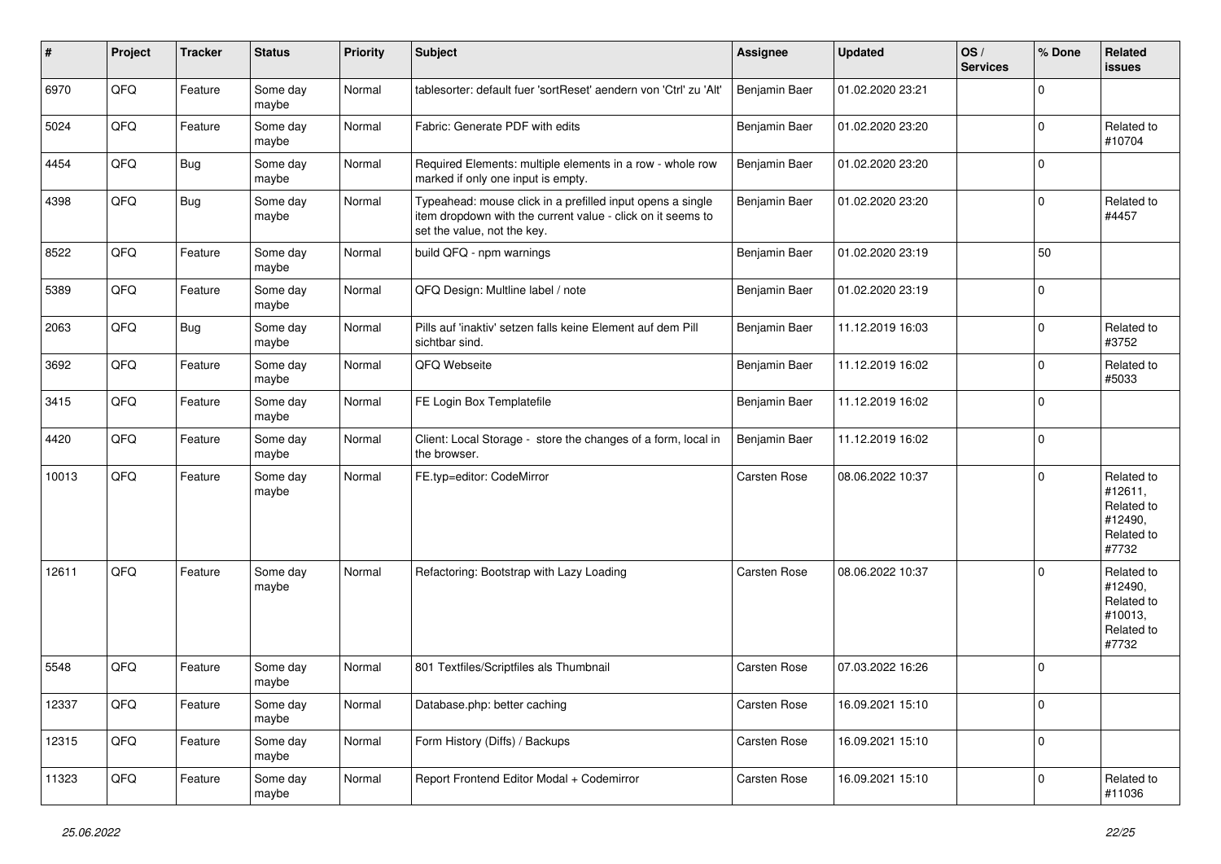| # | Project | Tracker | Status | Priority | Subject | Assignee | Updated | OS / Services | % Done | Related issues |
|---|---|---|---|---|---|---|---|---|---|---|
| 6970 | QFQ | Feature | Some day maybe | Normal | tablesorter: default fuer 'sortReset' aendern von 'Ctrl' zu 'Alt' | Benjamin Baer | 01.02.2020 23:21 | | 0 | |
| 5024 | QFQ | Feature | Some day maybe | Normal | Fabric: Generate PDF with edits | Benjamin Baer | 01.02.2020 23:20 | | 0 | Related to #10704 |
| 4454 | QFQ | Bug | Some day maybe | Normal | Required Elements: multiple elements in a row - whole row marked if only one input is empty. | Benjamin Baer | 01.02.2020 23:20 | | 0 | |
| 4398 | QFQ | Bug | Some day maybe | Normal | Typeahead: mouse click in a prefilled input opens a single item dropdown with the current value - click on it seems to set the value, not the key. | Benjamin Baer | 01.02.2020 23:20 | | 0 | Related to #4457 |
| 8522 | QFQ | Feature | Some day maybe | Normal | build QFQ - npm warnings | Benjamin Baer | 01.02.2020 23:19 | | 50 | |
| 5389 | QFQ | Feature | Some day maybe | Normal | QFQ Design: Multline label / note | Benjamin Baer | 01.02.2020 23:19 | | 0 | |
| 2063 | QFQ | Bug | Some day maybe | Normal | Pills auf 'inaktiv' setzen falls keine Element auf dem Pill sichtbar sind. | Benjamin Baer | 11.12.2019 16:03 | | 0 | Related to #3752 |
| 3692 | QFQ | Feature | Some day maybe | Normal | QFQ Webseite | Benjamin Baer | 11.12.2019 16:02 | | 0 | Related to #5033 |
| 3415 | QFQ | Feature | Some day maybe | Normal | FE Login Box Templatefile | Benjamin Baer | 11.12.2019 16:02 | | 0 | |
| 4420 | QFQ | Feature | Some day maybe | Normal | Client: Local Storage - store the changes of a form, local in the browser. | Benjamin Baer | 11.12.2019 16:02 | | 0 | |
| 10013 | QFQ | Feature | Some day maybe | Normal | FE.typ=editor: CodeMirror | Carsten Rose | 08.06.2022 10:37 | | 0 | Related to #12611, Related to #12490, Related to #7732 |
| 12611 | QFQ | Feature | Some day maybe | Normal | Refactoring: Bootstrap with Lazy Loading | Carsten Rose | 08.06.2022 10:37 | | 0 | Related to #12490, Related to #10013, Related to #7732 |
| 5548 | QFQ | Feature | Some day maybe | Normal | 801 Textfiles/Scriptfiles als Thumbnail | Carsten Rose | 07.03.2022 16:26 | | 0 | |
| 12337 | QFQ | Feature | Some day maybe | Normal | Database.php: better caching | Carsten Rose | 16.09.2021 15:10 | | 0 | |
| 12315 | QFQ | Feature | Some day maybe | Normal | Form History (Diffs) / Backups | Carsten Rose | 16.09.2021 15:10 | | 0 | |
| 11323 | QFQ | Feature | Some day maybe | Normal | Report Frontend Editor Modal + Codemirror | Carsten Rose | 16.09.2021 15:10 | | 0 | Related to #11036 |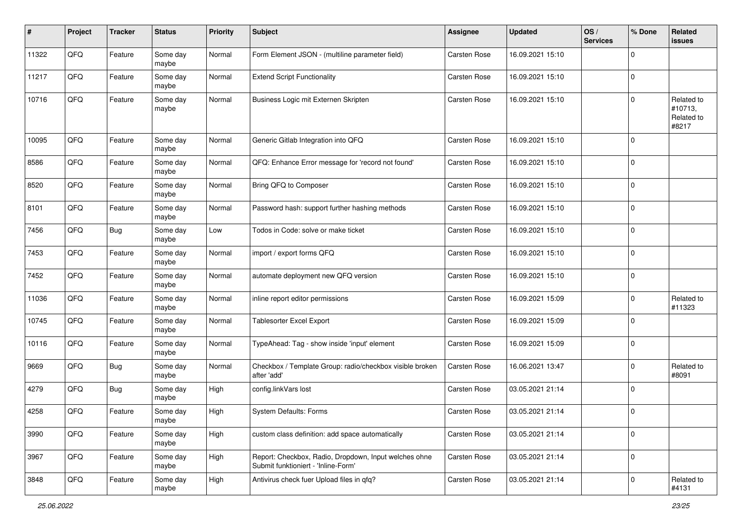| # | Project | Tracker | Status | Priority | Subject | Assignee | Updated | OS / Services | % Done | Related issues |
|---|---|---|---|---|---|---|---|---|---|---|
| 11322 | QFQ | Feature | Some day maybe | Normal | Form Element JSON - (multiline parameter field) | Carsten Rose | 16.09.2021 15:10 | | 0 | |
| 11217 | QFQ | Feature | Some day maybe | Normal | Extend Script Functionality | Carsten Rose | 16.09.2021 15:10 | | 0 | |
| 10716 | QFQ | Feature | Some day maybe | Normal | Business Logic mit Externen Skripten | Carsten Rose | 16.09.2021 15:10 | | 0 | Related to #10713, Related to #8217 |
| 10095 | QFQ | Feature | Some day maybe | Normal | Generic Gitlab Integration into QFQ | Carsten Rose | 16.09.2021 15:10 | | 0 | |
| 8586 | QFQ | Feature | Some day maybe | Normal | QFQ: Enhance Error message for 'record not found' | Carsten Rose | 16.09.2021 15:10 | | 0 | |
| 8520 | QFQ | Feature | Some day maybe | Normal | Bring QFQ to Composer | Carsten Rose | 16.09.2021 15:10 | | 0 | |
| 8101 | QFQ | Feature | Some day maybe | Normal | Password hash: support further hashing methods | Carsten Rose | 16.09.2021 15:10 | | 0 | |
| 7456 | QFQ | Bug | Some day maybe | Low | Todos in Code: solve or make ticket | Carsten Rose | 16.09.2021 15:10 | | 0 | |
| 7453 | QFQ | Feature | Some day maybe | Normal | import / export forms QFQ | Carsten Rose | 16.09.2021 15:10 | | 0 | |
| 7452 | QFQ | Feature | Some day maybe | Normal | automate deployment new QFQ version | Carsten Rose | 16.09.2021 15:10 | | 0 | |
| 11036 | QFQ | Feature | Some day maybe | Normal | inline report editor permissions | Carsten Rose | 16.09.2021 15:09 | | 0 | Related to #11323 |
| 10745 | QFQ | Feature | Some day maybe | Normal | Tablesorter Excel Export | Carsten Rose | 16.09.2021 15:09 | | 0 | |
| 10116 | QFQ | Feature | Some day maybe | Normal | TypeAhead: Tag - show inside 'input' element | Carsten Rose | 16.09.2021 15:09 | | 0 | |
| 9669 | QFQ | Bug | Some day maybe | Normal | Checkbox / Template Group: radio/checkbox visible broken after 'add' | Carsten Rose | 16.06.2021 13:47 | | 0 | Related to #8091 |
| 4279 | QFQ | Bug | Some day maybe | High | config.linkVars lost | Carsten Rose | 03.05.2021 21:14 | | 0 | |
| 4258 | QFQ | Feature | Some day maybe | High | System Defaults: Forms | Carsten Rose | 03.05.2021 21:14 | | 0 | |
| 3990 | QFQ | Feature | Some day maybe | High | custom class definition: add space automatically | Carsten Rose | 03.05.2021 21:14 | | 0 | |
| 3967 | QFQ | Feature | Some day maybe | High | Report: Checkbox, Radio, Dropdown, Input welches ohne Submit funktioniert - 'Inline-Form' | Carsten Rose | 03.05.2021 21:14 | | 0 | |
| 3848 | QFQ | Feature | Some day maybe | High | Antivirus check fuer Upload files in qfq? | Carsten Rose | 03.05.2021 21:14 | | 0 | Related to #4131 |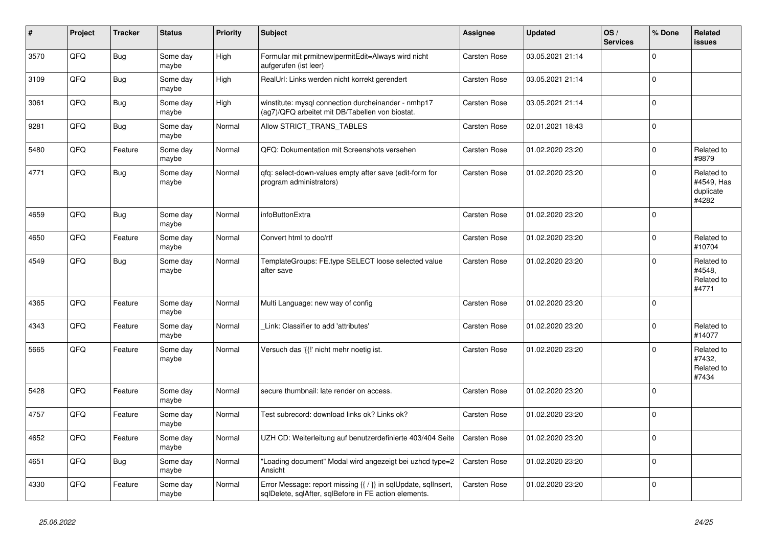| # | Project | Tracker | Status | Priority | Subject | Assignee | Updated | OS / Services | % Done | Related issues |
|---|---|---|---|---|---|---|---|---|---|---|
| 3570 | QFQ | Bug | Some day maybe | High | Formular mit prmitnew\|permitEdit=Always wird nicht aufgerufen (ist leer) | Carsten Rose | 03.05.2021 21:14 | | 0 | |
| 3109 | QFQ | Bug | Some day maybe | High | RealUrl: Links werden nicht korrekt gerendert | Carsten Rose | 03.05.2021 21:14 | | 0 | |
| 3061 | QFQ | Bug | Some day maybe | High | winstitute: mysql connection durcheinander - nmhp17 (ag7)/QFQ arbeitet mit DB/Tabellen von biostat. | Carsten Rose | 03.05.2021 21:14 | | 0 | |
| 9281 | QFQ | Bug | Some day maybe | Normal | Allow STRICT_TRANS_TABLES | Carsten Rose | 02.01.2021 18:43 | | 0 | |
| 5480 | QFQ | Feature | Some day maybe | Normal | QFQ: Dokumentation mit Screenshots versehen | Carsten Rose | 01.02.2020 23:20 | | 0 | Related to #9879 |
| 4771 | QFQ | Bug | Some day maybe | Normal | qfq: select-down-values empty after save (edit-form for program administrators) | Carsten Rose | 01.02.2020 23:20 | | 0 | Related to #4549, Has duplicate #4282 |
| 4659 | QFQ | Bug | Some day maybe | Normal | infoButtonExtra | Carsten Rose | 01.02.2020 23:20 | | 0 | |
| 4650 | QFQ | Feature | Some day maybe | Normal | Convert html to doc/rtf | Carsten Rose | 01.02.2020 23:20 | | 0 | Related to #10704 |
| 4549 | QFQ | Bug | Some day maybe | Normal | TemplateGroups: FE.type SELECT loose selected value after save | Carsten Rose | 01.02.2020 23:20 | | 0 | Related to #4548, Related to #4771 |
| 4365 | QFQ | Feature | Some day maybe | Normal | Multi Language: new way of config | Carsten Rose | 01.02.2020 23:20 | | 0 | |
| 4343 | QFQ | Feature | Some day maybe | Normal | _Link: Classifier to add 'attributes' | Carsten Rose | 01.02.2020 23:20 | | 0 | Related to #14077 |
| 5665 | QFQ | Feature | Some day maybe | Normal | Versuch das '{{!' nicht mehr noetig ist. | Carsten Rose | 01.02.2020 23:20 | | 0 | Related to #7432, Related to #7434 |
| 5428 | QFQ | Feature | Some day maybe | Normal | secure thumbnail: late render on access. | Carsten Rose | 01.02.2020 23:20 | | 0 | |
| 4757 | QFQ | Feature | Some day maybe | Normal | Test subrecord: download links ok? Links ok? | Carsten Rose | 01.02.2020 23:20 | | 0 | |
| 4652 | QFQ | Feature | Some day maybe | Normal | UZH CD: Weiterleitung auf benutzerdefinierte 403/404 Seite | Carsten Rose | 01.02.2020 23:20 | | 0 | |
| 4651 | QFQ | Bug | Some day maybe | Normal | "Loading document" Modal wird angezeigt bei uzhcd type=2 Ansicht | Carsten Rose | 01.02.2020 23:20 | | 0 | |
| 4330 | QFQ | Feature | Some day maybe | Normal | Error Message: report missing {{ / }} in sqlUpdate, sqlInsert, sqlDelete, sqlAfter, sqlBefore in FE action elements. | Carsten Rose | 01.02.2020 23:20 | | 0 | |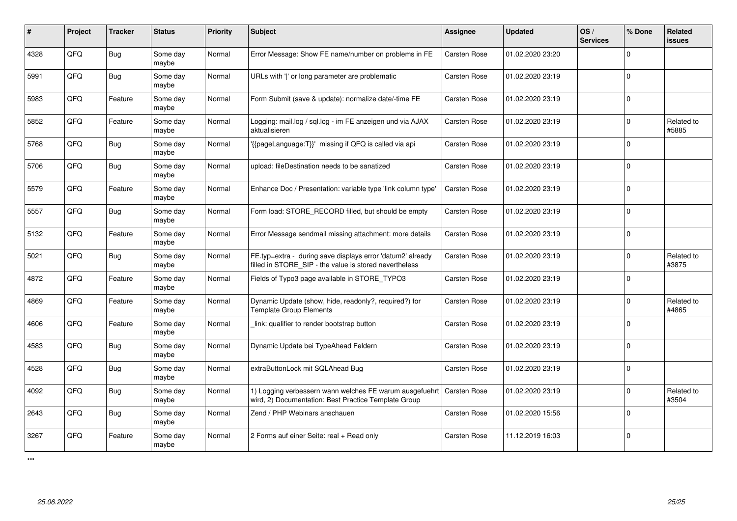| # | Project | Tracker | Status | Priority | Subject | Assignee | Updated | OS / Services | % Done | Related issues |
|---|---|---|---|---|---|---|---|---|---|---|
| 4328 | QFQ | Bug | Some day maybe | Normal | Error Message: Show FE name/number on problems in FE | Carsten Rose | 01.02.2020 23:20 | | 0 | |
| 5991 | QFQ | Bug | Some day maybe | Normal | URLs with '\|' or long parameter are problematic | Carsten Rose | 01.02.2020 23:19 | | 0 | |
| 5983 | QFQ | Feature | Some day maybe | Normal | Form Submit (save & update): normalize date/-time FE | Carsten Rose | 01.02.2020 23:19 | | 0 | |
| 5852 | QFQ | Feature | Some day maybe | Normal | Logging: mail.log / sql.log - im FE anzeigen und via AJAX aktualisieren | Carsten Rose | 01.02.2020 23:19 | | 0 | Related to #5885 |
| 5768 | QFQ | Bug | Some day maybe | Normal | '{{pageLanguage:T}}' missing if QFQ is called via api | Carsten Rose | 01.02.2020 23:19 | | 0 | |
| 5706 | QFQ | Bug | Some day maybe | Normal | upload: fileDestination needs to be sanatized | Carsten Rose | 01.02.2020 23:19 | | 0 | |
| 5579 | QFQ | Feature | Some day maybe | Normal | Enhance Doc / Presentation: variable type 'link column type' | Carsten Rose | 01.02.2020 23:19 | | 0 | |
| 5557 | QFQ | Bug | Some day maybe | Normal | Form load: STORE_RECORD filled, but should be empty | Carsten Rose | 01.02.2020 23:19 | | 0 | |
| 5132 | QFQ | Feature | Some day maybe | Normal | Error Message sendmail missing attachment: more details | Carsten Rose | 01.02.2020 23:19 | | 0 | |
| 5021 | QFQ | Bug | Some day maybe | Normal | FE.typ=extra - during save displays error 'datum2' already filled in STORE_SIP - the value is stored nevertheless | Carsten Rose | 01.02.2020 23:19 | | 0 | Related to #3875 |
| 4872 | QFQ | Feature | Some day maybe | Normal | Fields of Typo3 page available in STORE_TYPO3 | Carsten Rose | 01.02.2020 23:19 | | 0 | |
| 4869 | QFQ | Feature | Some day maybe | Normal | Dynamic Update (show, hide, readonly?, required?) for Template Group Elements | Carsten Rose | 01.02.2020 23:19 | | 0 | Related to #4865 |
| 4606 | QFQ | Feature | Some day maybe | Normal | _link: qualifier to render bootstrap button | Carsten Rose | 01.02.2020 23:19 | | 0 | |
| 4583 | QFQ | Bug | Some day maybe | Normal | Dynamic Update bei TypeAhead Feldern | Carsten Rose | 01.02.2020 23:19 | | 0 | |
| 4528 | QFQ | Bug | Some day maybe | Normal | extraButtonLock mit SQLAhead Bug | Carsten Rose | 01.02.2020 23:19 | | 0 | |
| 4092 | QFQ | Bug | Some day maybe | Normal | 1) Logging verbessern wann welches FE warum ausgefuehrt wird, 2) Documentation: Best Practice Template Group | Carsten Rose | 01.02.2020 23:19 | | 0 | Related to #3504 |
| 2643 | QFQ | Bug | Some day maybe | Normal | Zend / PHP Webinars anschauen | Carsten Rose | 01.02.2020 15:56 | | 0 | |
| 3267 | QFQ | Feature | Some day maybe | Normal | 2 Forms auf einer Seite: real + Read only | Carsten Rose | 11.12.2019 16:03 | | 0 | |

...